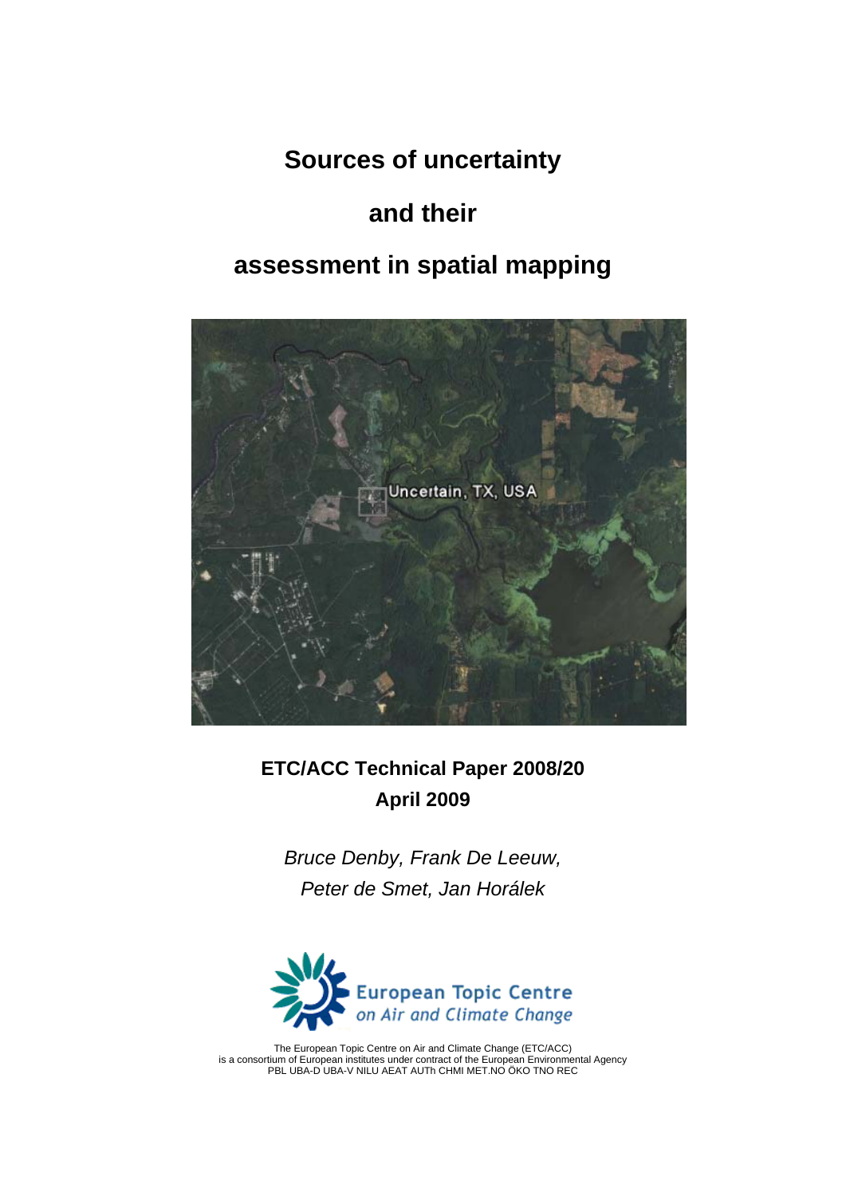# Sources of uncertainty and their assessment in spatial mapping

**ETC/ACC Technical Paper 2008/20**
**April 2009**

*Bruce Denby, Frank De Leeuw,*
*Peter de Smet, Jan Horálek*

European Topic Centre on Air and Climate Change

The European Topic Centre on Air and Climate Change (ETC/ACC) is a consortium of European institutes under contract of the European Environmental Agency
PBL UBA-D UBA-V NILU AEAT AUTh CHMI MET.NO ÖKO TNO REC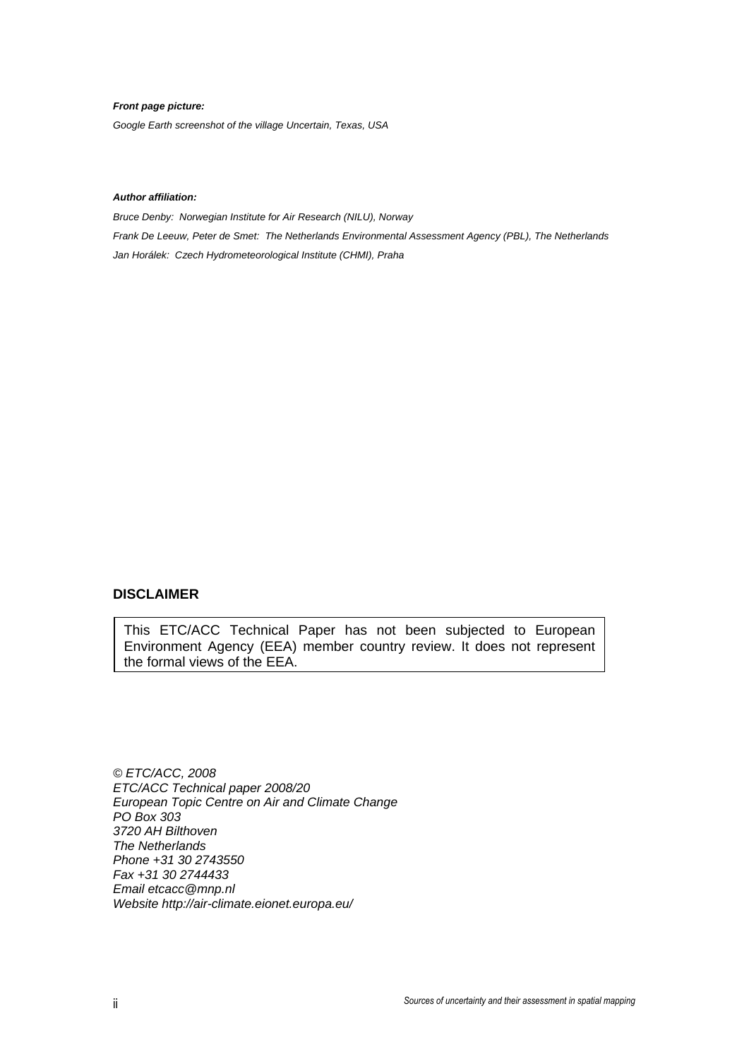***Front page picture:***

*Google Earth screenshot of the village Uncertain, Texas, USA*

***Author affiliation:***

*Bruce Denby: Norwegian Institute for Air Research (NILU), Norway*

*Frank De Leeuw, Peter de Smet: The Netherlands Environmental Assessment Agency (PBL), The Netherlands*

*Jan Horálek: Czech Hydrometeorological Institute (CHMI), Praha*

**DISCLAIMER**

This ETC/ACC Technical Paper has not been subjected to European Environment Agency (EEA) member country review. It does not represent the formal views of the EEA.

*© ETC/ACC, 2008*
*ETC/ACC Technical paper 2008/20*
*European Topic Centre on Air and Climate Change*
*PO Box 303*
*3720 AH Bilthoven*
*The Netherlands*
*Phone +31 30 2743550*
*Fax +31 30 2744433*
*Email etcacc@mnp.nl*
*Website http://air-climate.eionet.europa.eu/*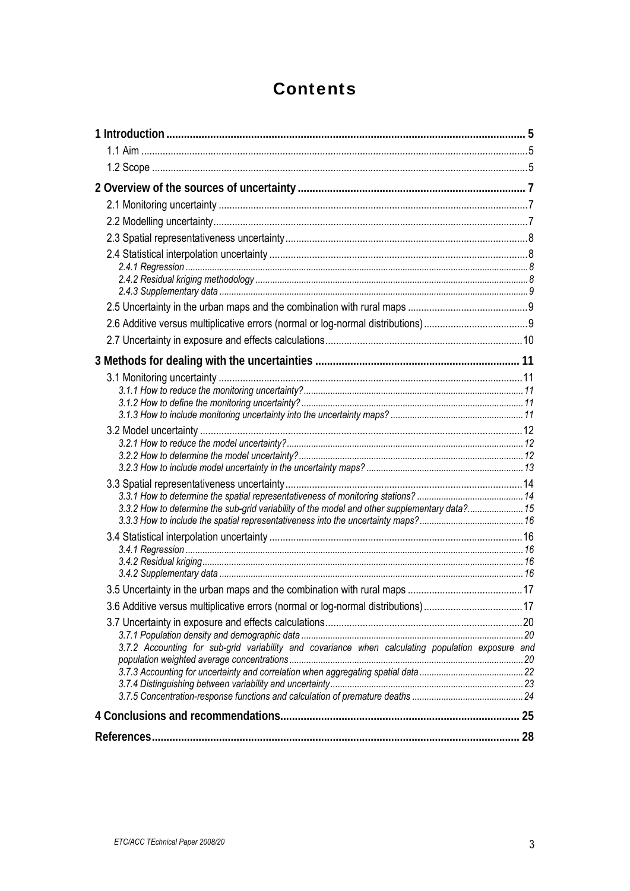# Contents

**1 Introduction** .......... **5**
- 1.1 Aim .......... 5
- 1.2 Scope .......... 5

**2 Overview of the sources of uncertainty** .......... **7**
- 2.1 Monitoring uncertainty .......... 7
- 2.2 Modelling uncertainty .......... 7
- 2.3 Spatial representativeness uncertainty .......... 8
- 2.4 Statistical interpolation uncertainty .......... 8
  - *2.4.1 Regression* .......... *8*
  - *2.4.2 Residual kriging methodology* .......... *8*
  - *2.4.3 Supplementary data* .......... *9*
- 2.5 Uncertainty in the urban maps and the combination with rural maps .......... 9
- 2.6 Additive versus multiplicative errors (normal or log-normal distributions) .......... 9
- 2.7 Uncertainty in exposure and effects calculations .......... 10

**3 Methods for dealing with the uncertainties** .......... **11**
- 3.1 Monitoring uncertainty .......... 11
  - *3.1.1 How to reduce the monitoring uncertainty?* .......... *11*
  - *3.1.2 How to define the monitoring uncertainty?* .......... *11*
  - *3.1.3 How to include monitoring uncertainty into the uncertainty maps?* .......... *11*
- 3.2 Model uncertainty .......... 12
  - *3.2.1 How to reduce the model uncertainty?* .......... *12*
  - *3.2.2 How to determine the model uncertainty?* .......... *12*
  - *3.2.3 How to include model uncertainty in the uncertainty maps?* .......... *13*
- 3.3 Spatial representativeness uncertainty .......... 14
  - *3.3.1 How to determine the spatial representativeness of monitoring stations?* .......... *14*
  - *3.3.2 How to determine the sub-grid variability of the model and other supplementary data?* .......... *15*
  - *3.3.3 How to include the spatial representativeness into the uncertainty maps?* .......... *16*
- 3.4 Statistical interpolation uncertainty .......... 16
  - *3.4.1 Regression* .......... *16*
  - *3.4.2 Residual kriging* .......... *16*
  - *3.4.2 Supplementary data* .......... *16*
- 3.5 Uncertainty in the urban maps and the combination with rural maps .......... 17
- 3.6 Additive versus multiplicative errors (normal or log-normal distributions) .......... 17
- 3.7 Uncertainty in exposure and effects calculations .......... 20
  - *3.7.1 Population density and demographic data* .......... *20*
  - *3.7.2 Accounting for sub-grid variability and covariance when calculating population exposure and population weighted average concentrations* .......... *20*
  - *3.7.3 Accounting for uncertainty and correlation when aggregating spatial data* .......... *22*
  - *3.7.4 Distinguishing between variability and uncertainty* .......... *23*
  - *3.7.5 Concentration-response functions and calculation of premature deaths* .......... *24*

**4 Conclusions and recommendations** .......... **25**

**References** .......... **28**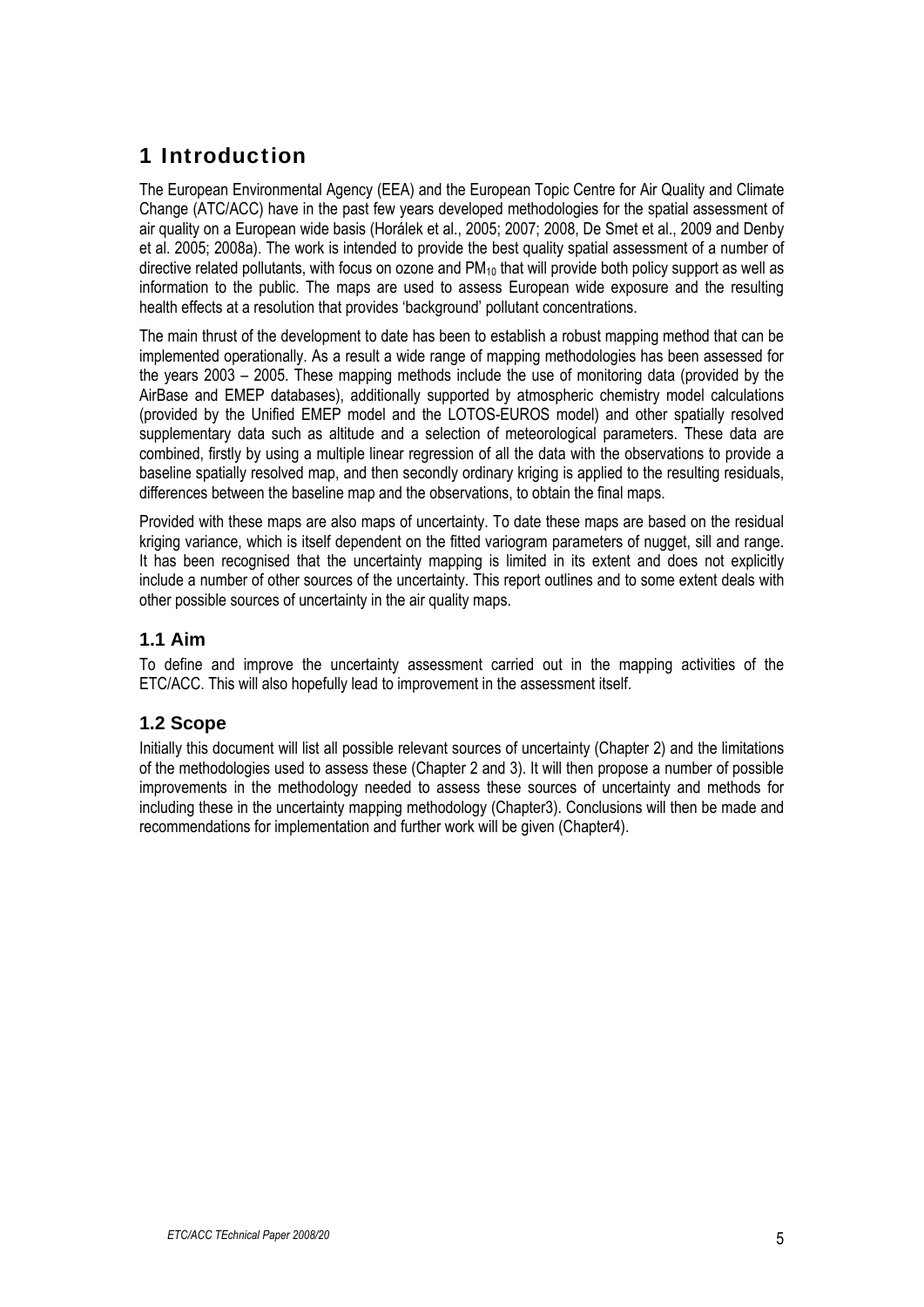# 1 Introduction

The European Environmental Agency (EEA) and the European Topic Centre for Air Quality and Climate Change (ATC/ACC) have in the past few years developed methodologies for the spatial assessment of air quality on a European wide basis (Horálek et al., 2005; 2007; 2008, De Smet et al., 2009 and Denby et al. 2005; 2008a). The work is intended to provide the best quality spatial assessment of a number of directive related pollutants, with focus on ozone and $PM_{10}$ that will provide both policy support as well as information to the public. The maps are used to assess European wide exposure and the resulting health effects at a resolution that provides 'background' pollutant concentrations.

The main thrust of the development to date has been to establish a robust mapping method that can be implemented operationally. As a result a wide range of mapping methodologies has been assessed for the years 2003 – 2005. These mapping methods include the use of monitoring data (provided by the AirBase and EMEP databases), additionally supported by atmospheric chemistry model calculations (provided by the Unified EMEP model and the LOTOS-EUROS model) and other spatially resolved supplementary data such as altitude and a selection of meteorological parameters. These data are combined, firstly by using a multiple linear regression of all the data with the observations to provide a baseline spatially resolved map, and then secondly ordinary kriging is applied to the resulting residuals, differences between the baseline map and the observations, to obtain the final maps.

Provided with these maps are also maps of uncertainty. To date these maps are based on the residual kriging variance, which is itself dependent on the fitted variogram parameters of nugget, sill and range. It has been recognised that the uncertainty mapping is limited in its extent and does not explicitly include a number of other sources of the uncertainty. This report outlines and to some extent deals with other possible sources of uncertainty in the air quality maps.

## 1.1 Aim

To define and improve the uncertainty assessment carried out in the mapping activities of the ETC/ACC. This will also hopefully lead to improvement in the assessment itself.

## 1.2 Scope

Initially this document will list all possible relevant sources of uncertainty (Chapter 2) and the limitations of the methodologies used to assess these (Chapter 2 and 3). It will then propose a number of possible improvements in the methodology needed to assess these sources of uncertainty and methods for including these in the uncertainty mapping methodology (Chapter3). Conclusions will then be made and recommendations for implementation and further work will be given (Chapter4).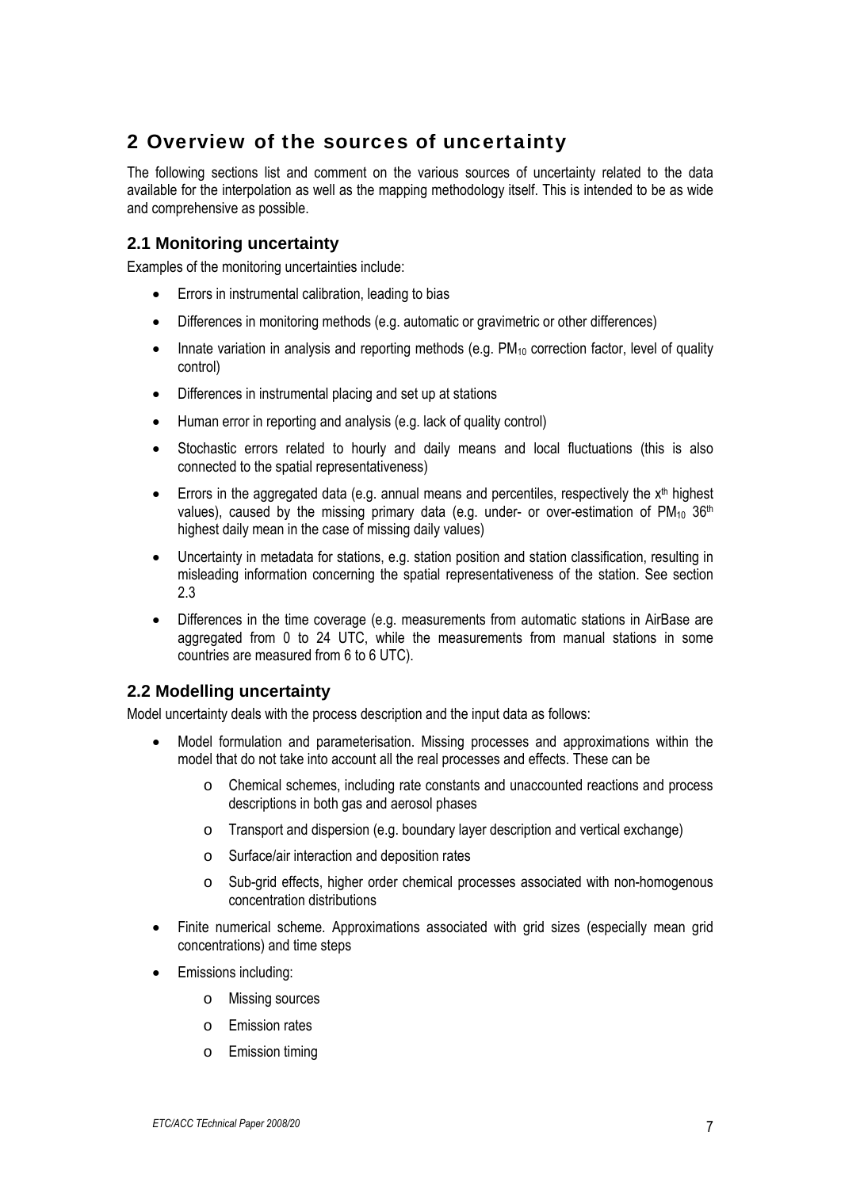# 2 Overview of the sources of uncertainty

The following sections list and comment on the various sources of uncertainty related to the data available for the interpolation as well as the mapping methodology itself. This is intended to be as wide and comprehensive as possible.

## 2.1 Monitoring uncertainty

Examples of the monitoring uncertainties include:

- Errors in instrumental calibration, leading to bias
- Differences in monitoring methods (e.g. automatic or gravimetric or other differences)
- Innate variation in analysis and reporting methods (e.g. $PM_{10}$ correction factor, level of quality control)
- Differences in instrumental placing and set up at stations
- Human error in reporting and analysis (e.g. lack of quality control)
- Stochastic errors related to hourly and daily means and local fluctuations (this is also connected to the spatial representativeness)
- Errors in the aggregated data (e.g. annual means and percentiles, respectively the $x^{th}$ highest values), caused by the missing primary data (e.g. under- or over-estimation of $PM_{10}$ $36^{th}$ highest daily mean in the case of missing daily values)
- Uncertainty in metadata for stations, e.g. station position and station classification, resulting in misleading information concerning the spatial representativeness of the station. See section 2.3
- Differences in the time coverage (e.g. measurements from automatic stations in AirBase are aggregated from 0 to 24 UTC, while the measurements from manual stations in some countries are measured from 6 to 6 UTC).

## 2.2 Modelling uncertainty

Model uncertainty deals with the process description and the input data as follows:

- Model formulation and parameterisation. Missing processes and approximations within the model that do not take into account all the real processes and effects. These can be
  - Chemical schemes, including rate constants and unaccounted reactions and process descriptions in both gas and aerosol phases
  - Transport and dispersion (e.g. boundary layer description and vertical exchange)
  - Surface/air interaction and deposition rates
  - Sub-grid effects, higher order chemical processes associated with non-homogenous concentration distributions
- Finite numerical scheme. Approximations associated with grid sizes (especially mean grid concentrations) and time steps
- Emissions including:
  - Missing sources
  - Emission rates
  - Emission timing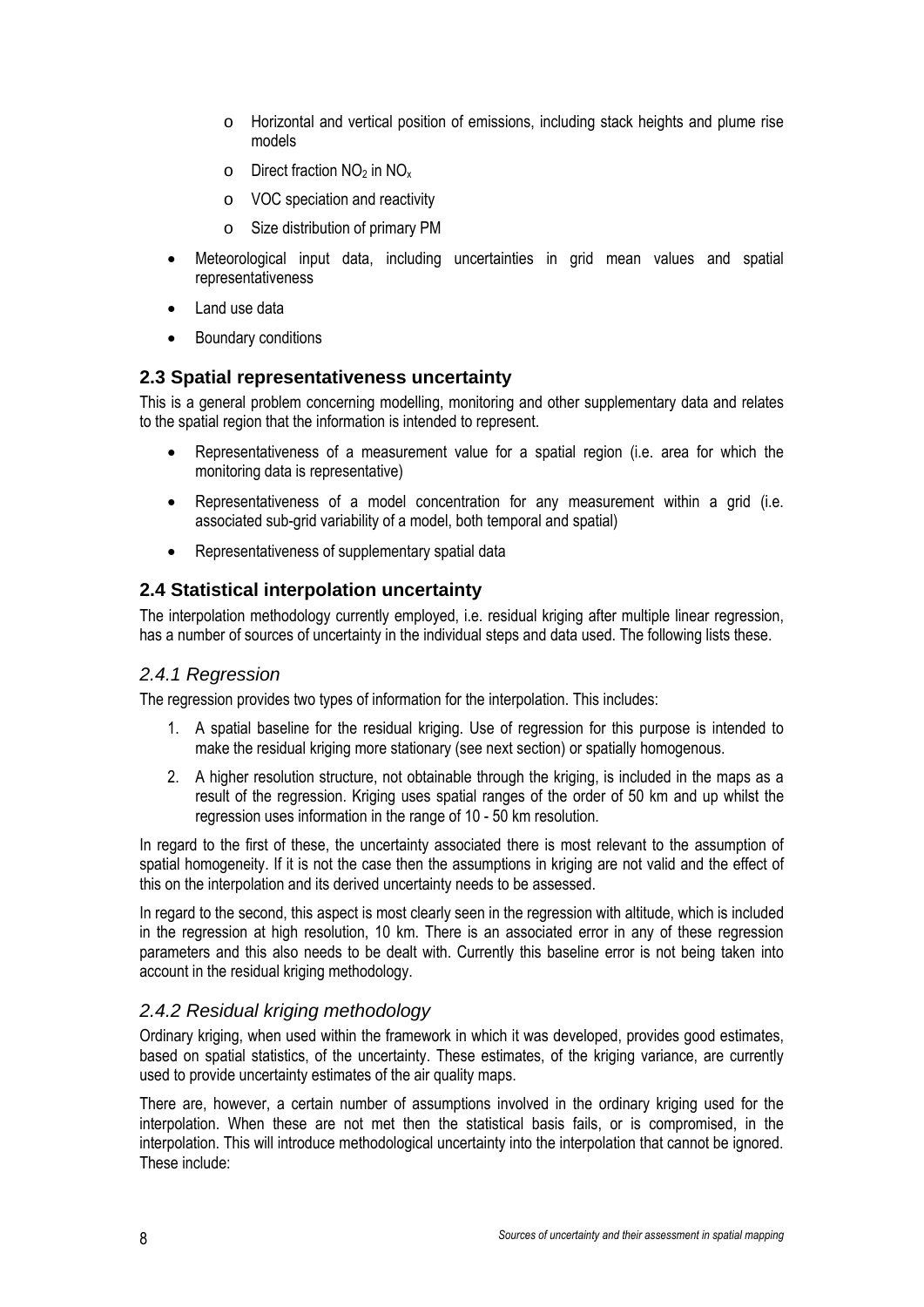- Horizontal and vertical position of emissions, including stack heights and plume rise models
    - Direct fraction $NO_2$ in $NO_x$
    - VOC speciation and reactivity
    - Size distribution of primary PM
- Meteorological input data, including uncertainties in grid mean values and spatial representativeness
- Land use data
- Boundary conditions

## 2.3 Spatial representativeness uncertainty

This is a general problem concerning modelling, monitoring and other supplementary data and relates to the spatial region that the information is intended to represent.

- Representativeness of a measurement value for a spatial region (i.e. area for which the monitoring data is representative)
- Representativeness of a model concentration for any measurement within a grid (i.e. associated sub-grid variability of a model, both temporal and spatial)
- Representativeness of supplementary spatial data

## 2.4 Statistical interpolation uncertainty

The interpolation methodology currently employed, i.e. residual kriging after multiple linear regression, has a number of sources of uncertainty in the individual steps and data used. The following lists these.

### *2.4.1 Regression*

The regression provides two types of information for the interpolation. This includes:

1. A spatial baseline for the residual kriging. Use of regression for this purpose is intended to make the residual kriging more stationary (see next section) or spatially homogenous.
2. A higher resolution structure, not obtainable through the kriging, is included in the maps as a result of the regression. Kriging uses spatial ranges of the order of 50 km and up whilst the regression uses information in the range of 10 - 50 km resolution.

In regard to the first of these, the uncertainty associated there is most relevant to the assumption of spatial homogeneity. If it is not the case then the assumptions in kriging are not valid and the effect of this on the interpolation and its derived uncertainty needs to be assessed.

In regard to the second, this aspect is most clearly seen in the regression with altitude, which is included in the regression at high resolution, 10 km. There is an associated error in any of these regression parameters and this also needs to be dealt with. Currently this baseline error is not being taken into account in the residual kriging methodology.

### *2.4.2 Residual kriging methodology*

Ordinary kriging, when used within the framework in which it was developed, provides good estimates, based on spatial statistics, of the uncertainty. These estimates, of the kriging variance, are currently used to provide uncertainty estimates of the air quality maps.

There are, however, a certain number of assumptions involved in the ordinary kriging used for the interpolation. When these are not met then the statistical basis fails, or is compromised, in the interpolation. This will introduce methodological uncertainty into the interpolation that cannot be ignored. These include: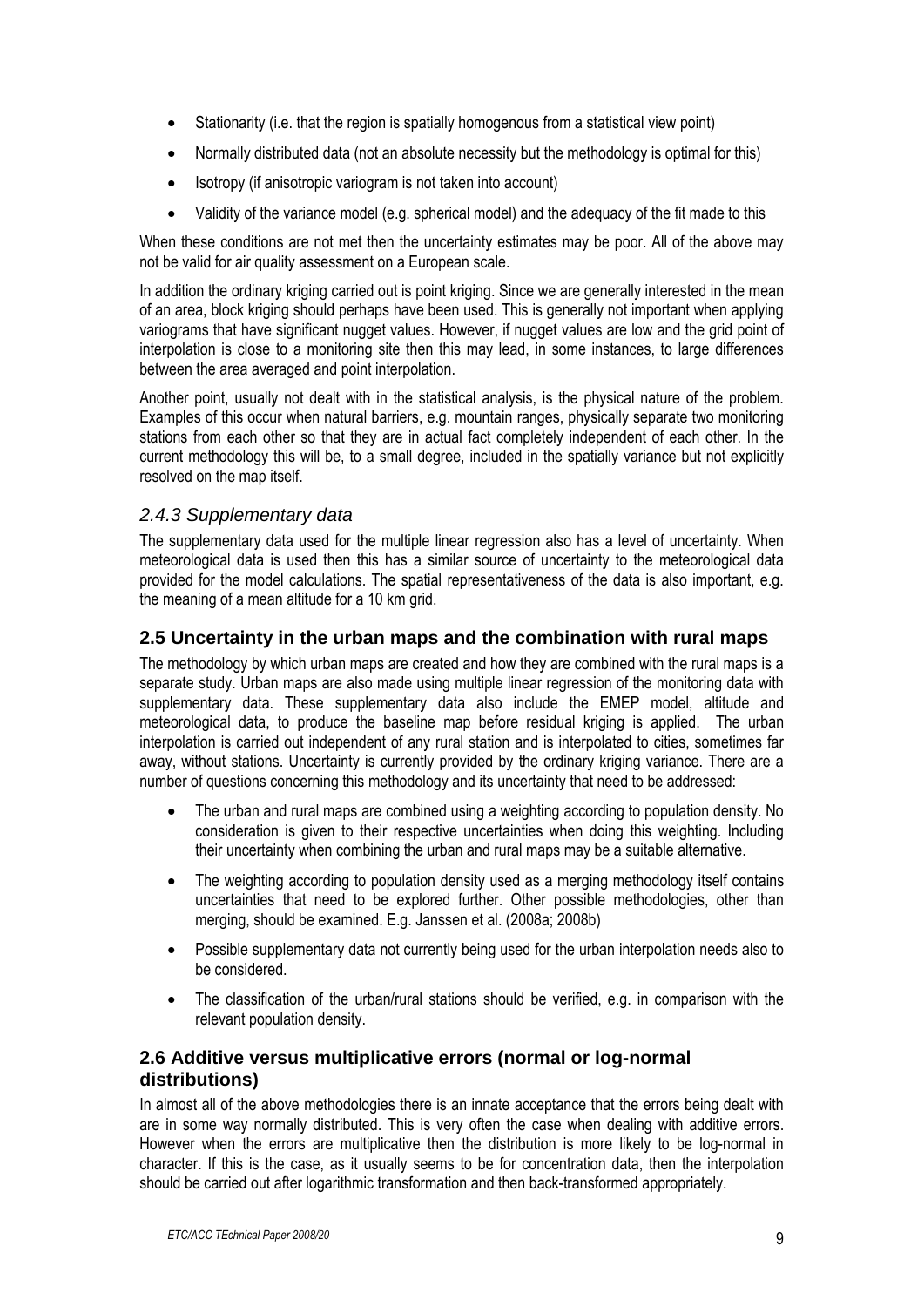- Stationarity (i.e. that the region is spatially homogenous from a statistical view point)
- Normally distributed data (not an absolute necessity but the methodology is optimal for this)
- Isotropy (if anisotropic variogram is not taken into account)
- Validity of the variance model (e.g. spherical model) and the adequacy of the fit made to this

When these conditions are not met then the uncertainty estimates may be poor. All of the above may not be valid for air quality assessment on a European scale.

In addition the ordinary kriging carried out is point kriging. Since we are generally interested in the mean of an area, block kriging should perhaps have been used. This is generally not important when applying variograms that have significant nugget values. However, if nugget values are low and the grid point of interpolation is close to a monitoring site then this may lead, in some instances, to large differences between the area averaged and point interpolation.

Another point, usually not dealt with in the statistical analysis, is the physical nature of the problem. Examples of this occur when natural barriers, e.g. mountain ranges, physically separate two monitoring stations from each other so that they are in actual fact completely independent of each other. In the current methodology this will be, to a small degree, included in the spatially variance but not explicitly resolved on the map itself.

### *2.4.3 Supplementary data*

The supplementary data used for the multiple linear regression also has a level of uncertainty. When meteorological data is used then this has a similar source of uncertainty to the meteorological data provided for the model calculations. The spatial representativeness of the data is also important, e.g. the meaning of a mean altitude for a 10 km grid.

## 2.5 Uncertainty in the urban maps and the combination with rural maps

The methodology by which urban maps are created and how they are combined with the rural maps is a separate study. Urban maps are also made using multiple linear regression of the monitoring data with supplementary data. These supplementary data also include the EMEP model, altitude and meteorological data, to produce the baseline map before residual kriging is applied. The urban interpolation is carried out independent of any rural station and is interpolated to cities, sometimes far away, without stations. Uncertainty is currently provided by the ordinary kriging variance. There are a number of questions concerning this methodology and its uncertainty that need to be addressed:

- The urban and rural maps are combined using a weighting according to population density. No consideration is given to their respective uncertainties when doing this weighting. Including their uncertainty when combining the urban and rural maps may be a suitable alternative.
- The weighting according to population density used as a merging methodology itself contains uncertainties that need to be explored further. Other possible methodologies, other than merging, should be examined. E.g. Janssen et al. (2008a; 2008b)
- Possible supplementary data not currently being used for the urban interpolation needs also to be considered.
- The classification of the urban/rural stations should be verified, e.g. in comparison with the relevant population density.

## 2.6 Additive versus multiplicative errors (normal or log-normal distributions)

In almost all of the above methodologies there is an innate acceptance that the errors being dealt with are in some way normally distributed. This is very often the case when dealing with additive errors. However when the errors are multiplicative then the distribution is more likely to be log-normal in character. If this is the case, as it usually seems to be for concentration data, then the interpolation should be carried out after logarithmic transformation and then back-transformed appropriately.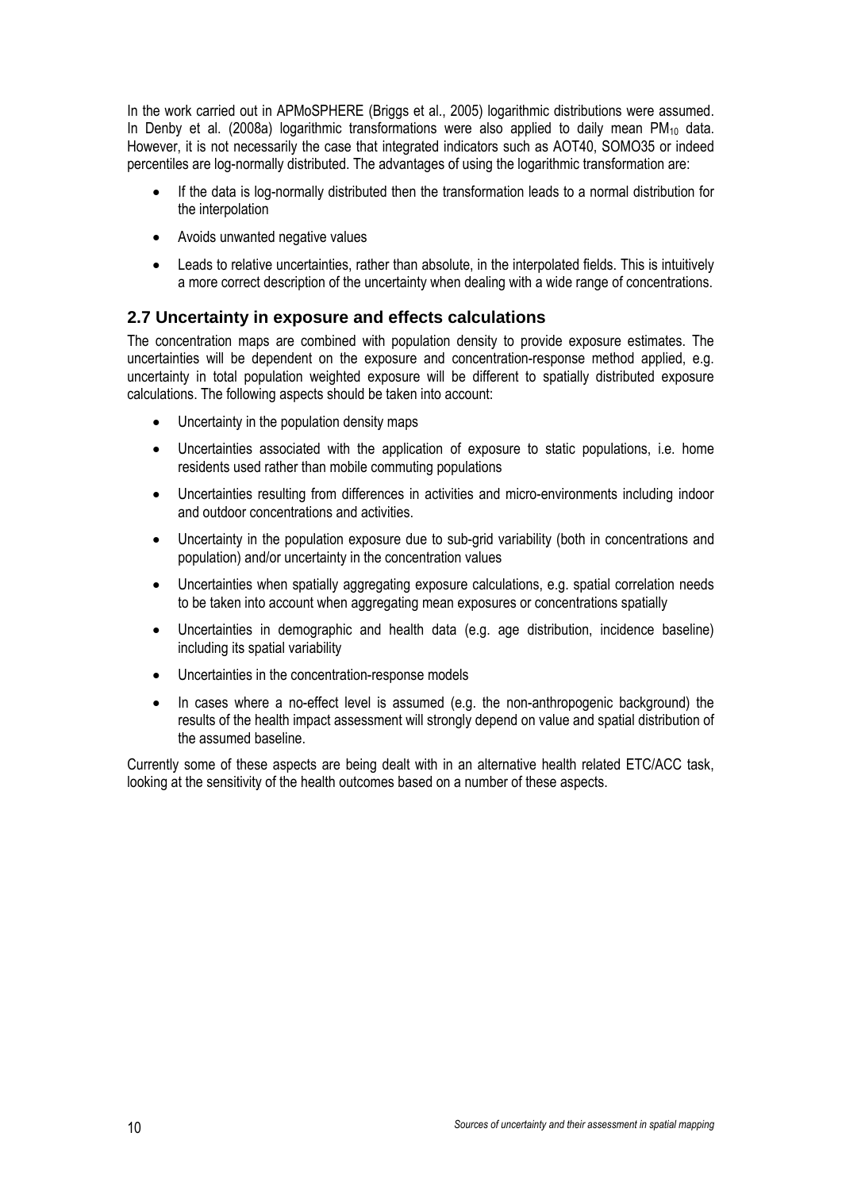In the work carried out in APMoSPHERE (Briggs et al., 2005) logarithmic distributions were assumed. In Denby et al. (2008a) logarithmic transformations were also applied to daily mean $PM_{10}$ data. However, it is not necessarily the case that integrated indicators such as AOT40, SOMO35 or indeed percentiles are log-normally distributed. The advantages of using the logarithmic transformation are:

- If the data is log-normally distributed then the transformation leads to a normal distribution for the interpolation
- Avoids unwanted negative values
- Leads to relative uncertainties, rather than absolute, in the interpolated fields. This is intuitively a more correct description of the uncertainty when dealing with a wide range of concentrations.

## 2.7 Uncertainty in exposure and effects calculations

The concentration maps are combined with population density to provide exposure estimates. The uncertainties will be dependent on the exposure and concentration-response method applied, e.g. uncertainty in total population weighted exposure will be different to spatially distributed exposure calculations. The following aspects should be taken into account:

- Uncertainty in the population density maps
- Uncertainties associated with the application of exposure to static populations, i.e. home residents used rather than mobile commuting populations
- Uncertainties resulting from differences in activities and micro-environments including indoor and outdoor concentrations and activities.
- Uncertainty in the population exposure due to sub-grid variability (both in concentrations and population) and/or uncertainty in the concentration values
- Uncertainties when spatially aggregating exposure calculations, e.g. spatial correlation needs to be taken into account when aggregating mean exposures or concentrations spatially
- Uncertainties in demographic and health data (e.g. age distribution, incidence baseline) including its spatial variability
- Uncertainties in the concentration-response models
- In cases where a no-effect level is assumed (e.g. the non-anthropogenic background) the results of the health impact assessment will strongly depend on value and spatial distribution of the assumed baseline.

Currently some of these aspects are being dealt with in an alternative health related ETC/ACC task, looking at the sensitivity of the health outcomes based on a number of these aspects.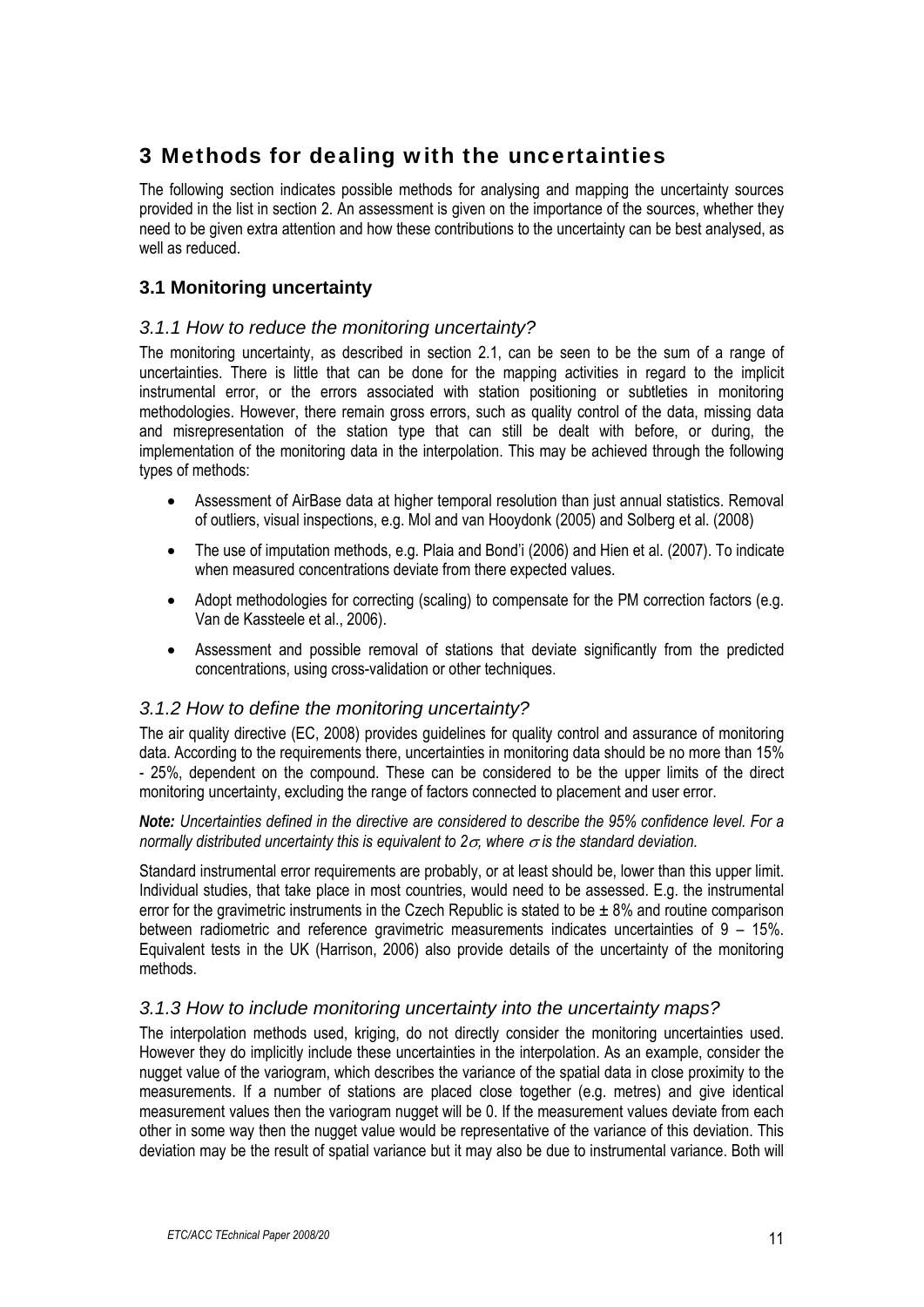# 3 Methods for dealing with the uncertainties

The following section indicates possible methods for analysing and mapping the uncertainty sources provided in the list in section 2. An assessment is given on the importance of the sources, whether they need to be given extra attention and how these contributions to the uncertainty can be best analysed, as well as reduced.

## 3.1 Monitoring uncertainty

### *3.1.1 How to reduce the monitoring uncertainty?*

The monitoring uncertainty, as described in section 2.1, can be seen to be the sum of a range of uncertainties. There is little that can be done for the mapping activities in regard to the implicit instrumental error, or the errors associated with station positioning or subtleties in monitoring methodologies. However, there remain gross errors, such as quality control of the data, missing data and misrepresentation of the station type that can still be dealt with before, or during, the implementation of the monitoring data in the interpolation. This may be achieved through the following types of methods:

- Assessment of AirBase data at higher temporal resolution than just annual statistics. Removal of outliers, visual inspections, e.g. Mol and van Hooydonk (2005) and Solberg et al. (2008)
- The use of imputation methods, e.g. Plaia and Bond'i (2006) and Hien et al. (2007). To indicate when measured concentrations deviate from there expected values.
- Adopt methodologies for correcting (scaling) to compensate for the PM correction factors (e.g. Van de Kassteele et al., 2006).
- Assessment and possible removal of stations that deviate significantly from the predicted concentrations, using cross-validation or other techniques.

### *3.1.2 How to define the monitoring uncertainty?*

The air quality directive (EC, 2008) provides guidelines for quality control and assurance of monitoring data. According to the requirements there, uncertainties in monitoring data should be no more than 15% - 25%, dependent on the compound. These can be considered to be the upper limits of the direct monitoring uncertainty, excluding the range of factors connected to placement and user error.

***Note:*** *Uncertainties defined in the directive are considered to describe the 95% confidence level. For a normally distributed uncertainty this is equivalent to $2\sigma$, where $\sigma$ is the standard deviation.*

Standard instrumental error requirements are probably, or at least should be, lower than this upper limit. Individual studies, that take place in most countries, would need to be assessed. E.g. the instrumental error for the gravimetric instruments in the Czech Republic is stated to be ± 8% and routine comparison between radiometric and reference gravimetric measurements indicates uncertainties of 9 – 15%. Equivalent tests in the UK (Harrison, 2006) also provide details of the uncertainty of the monitoring methods.

### *3.1.3 How to include monitoring uncertainty into the uncertainty maps?*

The interpolation methods used, kriging, do not directly consider the monitoring uncertainties used. However they do implicitly include these uncertainties in the interpolation. As an example, consider the nugget value of the variogram, which describes the variance of the spatial data in close proximity to the measurements. If a number of stations are placed close together (e.g. metres) and give identical measurement values then the variogram nugget will be 0. If the measurement values deviate from each other in some way then the nugget value would be representative of the variance of this deviation. This deviation may be the result of spatial variance but it may also be due to instrumental variance. Both will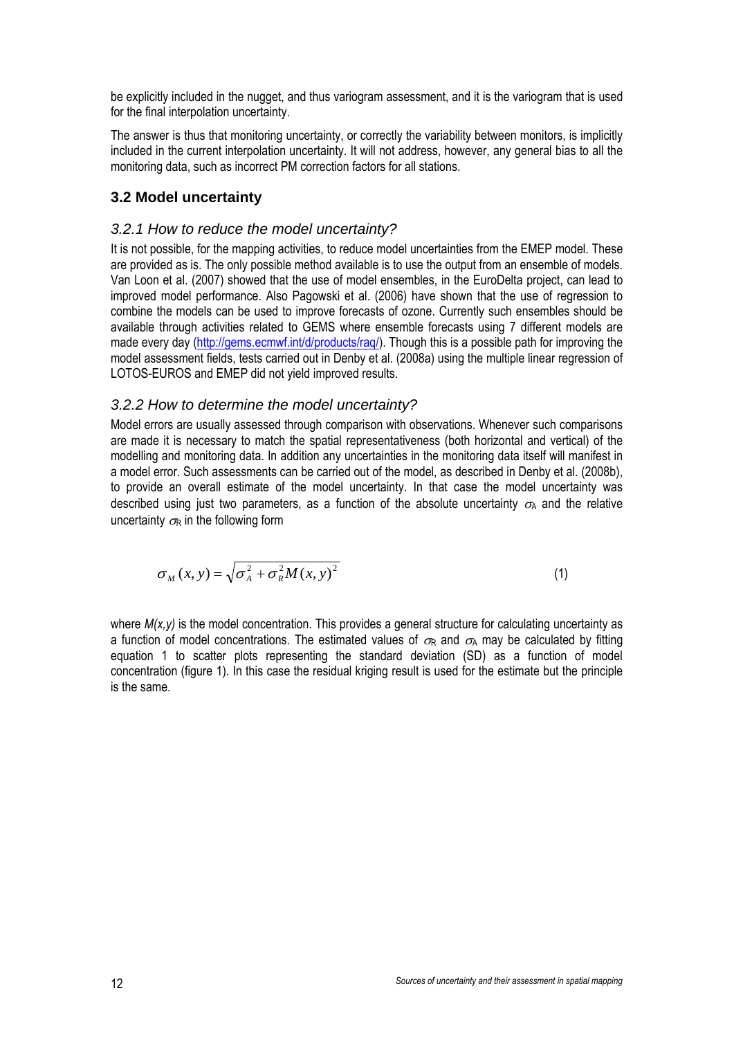be explicitly included in the nugget, and thus variogram assessment, and it is the variogram that is used for the final interpolation uncertainty.

The answer is thus that monitoring uncertainty, or correctly the variability between monitors, is implicitly included in the current interpolation uncertainty. It will not address, however, any general bias to all the monitoring data, such as incorrect PM correction factors for all stations.

## 3.2 Model uncertainty

### *3.2.1 How to reduce the model uncertainty?*

It is not possible, for the mapping activities, to reduce model uncertainties from the EMEP model. These are provided as is. The only possible method available is to use the output from an ensemble of models. Van Loon et al. (2007) showed that the use of model ensembles, in the EuroDelta project, can lead to improved model performance. Also Pagowski et al. (2006) have shown that the use of regression to combine the models can be used to improve forecasts of ozone. Currently such ensembles should be available through activities related to GEMS where ensemble forecasts using 7 different models are made every day (http://gems.ecmwf.int/d/products/raq/). Though this is a possible path for improving the model assessment fields, tests carried out in Denby et al. (2008a) using the multiple linear regression of LOTOS-EUROS and EMEP did not yield improved results.

### *3.2.2 How to determine the model uncertainty?*

Model errors are usually assessed through comparison with observations. Whenever such comparisons are made it is necessary to match the spatial representativeness (both horizontal and vertical) of the modelling and monitoring data. In addition any uncertainties in the monitoring data itself will manifest in a model error. Such assessments can be carried out of the model, as described in Denby et al. (2008b), to provide an overall estimate of the model uncertainty. In that case the model uncertainty was described using just two parameters, as a function of the absolute uncertainty $\sigma_A$ and the relative uncertainty $\sigma_R$ in the following form

$$\sigma_M(x,y) = \sqrt{\sigma_A^2 + \sigma_R^2 M(x,y)^2} \qquad (1)$$

where *M(x,y)* is the model concentration. This provides a general structure for calculating uncertainty as a function of model concentrations. The estimated values of $\sigma_R$ and $\sigma_A$ may be calculated by fitting equation 1 to scatter plots representing the standard deviation (SD) as a function of model concentration (figure 1). In this case the residual kriging result is used for the estimate but the principle is the same.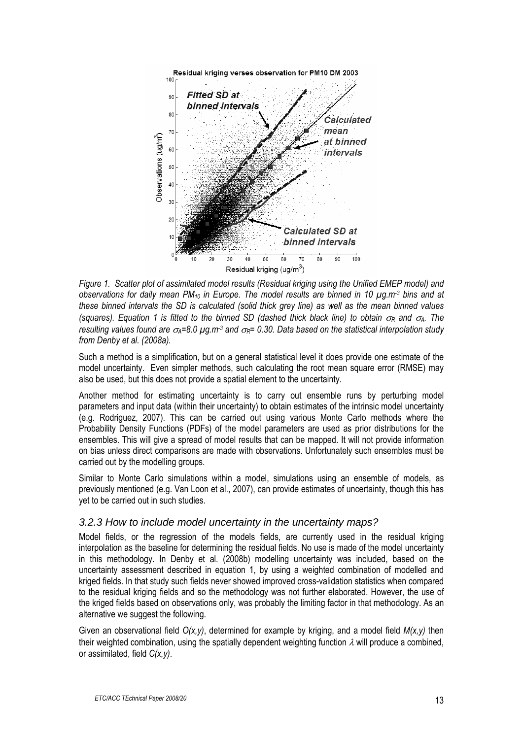*Figure 1. Scatter plot of assimilated model results (Residual kriging using the Unified EMEP model) and observations for daily mean $PM_{10}$ in Europe. The model results are binned in 10 µg.m$^{-3}$ bins and at these binned intervals the SD is calculated (solid thick grey line) as well as the mean binned values (squares). Equation 1 is fitted to the binned SD (dashed thick black line) to obtain $\sigma_R$ and $\sigma_A$. The resulting values found are $\sigma_A$=8.0 µg.m$^{-3}$ and $\sigma_R$= 0.30. Data based on the statistical interpolation study from Denby et al. (2008a).*

Such a method is a simplification, but on a general statistical level it does provide one estimate of the model uncertainty. Even simpler methods, such calculating the root mean square error (RMSE) may also be used, but this does not provide a spatial element to the uncertainty.

Another method for estimating uncertainty is to carry out ensemble runs by perturbing model parameters and input data (within their uncertainty) to obtain estimates of the intrinsic model uncertainty (e.g. Rodriguez, 2007). This can be carried out using various Monte Carlo methods where the Probability Density Functions (PDFs) of the model parameters are used as prior distributions for the ensembles. This will give a spread of model results that can be mapped. It will not provide information on bias unless direct comparisons are made with observations. Unfortunately such ensembles must be carried out by the modelling groups.

Similar to Monte Carlo simulations within a model, simulations using an ensemble of models, as previously mentioned (e.g. Van Loon et al., 2007), can provide estimates of uncertainty, though this has yet to be carried out in such studies.

### *3.2.3 How to include model uncertainty in the uncertainty maps?*

Model fields, or the regression of the models fields, are currently used in the residual kriging interpolation as the baseline for determining the residual fields. No use is made of the model uncertainty in this methodology. In Denby et al. (2008b) modelling uncertainty was included, based on the uncertainty assessment described in equation 1, by using a weighted combination of modelled and kriged fields. In that study such fields never showed improved cross-validation statistics when compared to the residual kriging fields and so the methodology was not further elaborated. However, the use of the kriged fields based on observations only, was probably the limiting factor in that methodology. As an alternative we suggest the following.

Given an observational field $O(x,y)$, determined for example by kriging, and a model field $M(x,y)$ then their weighted combination, using the spatially dependent weighting function $\lambda$ will produce a combined, or assimilated, field $C(x,y)$.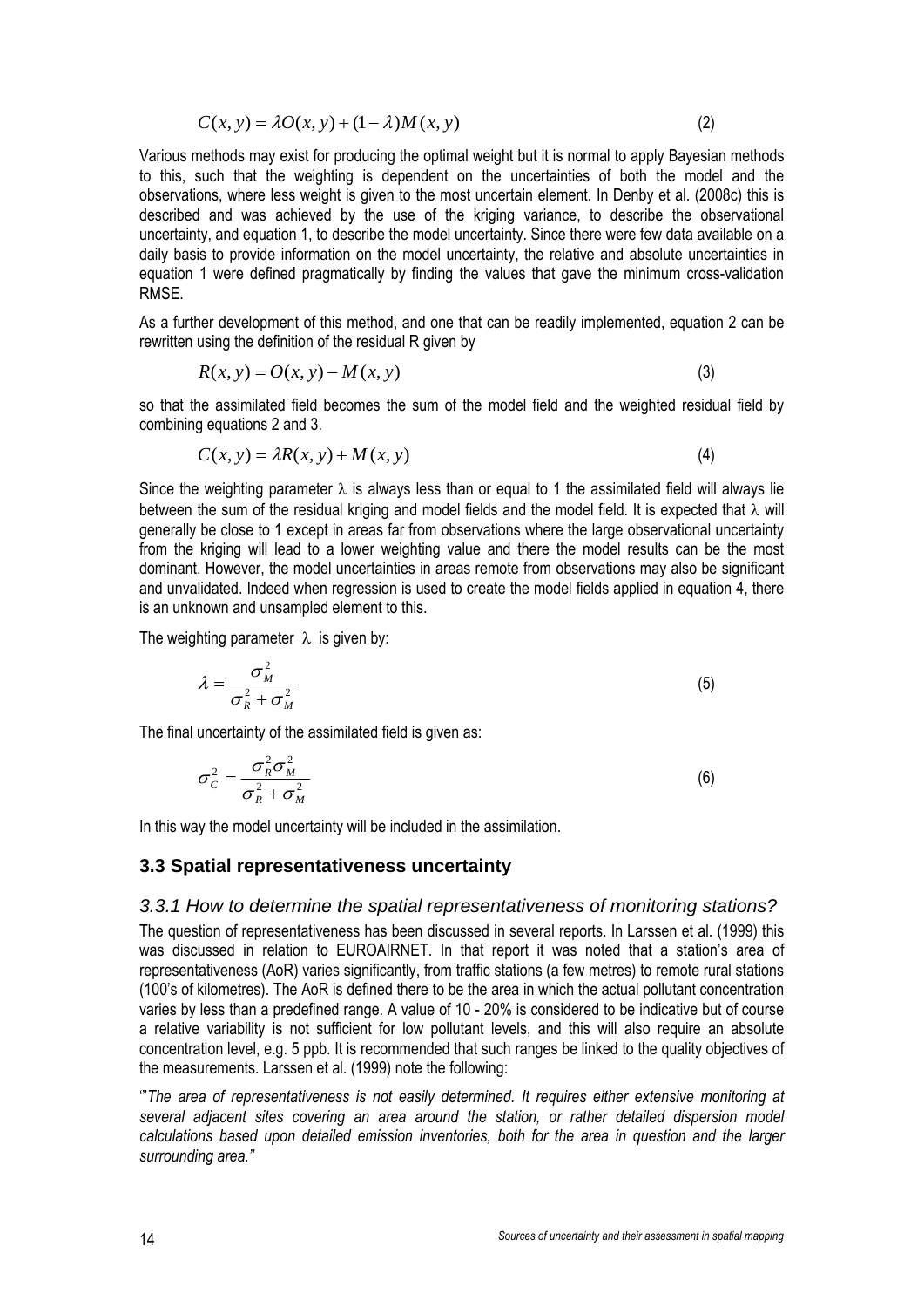$$C(x, y) = \lambda O(x, y) + (1 - \lambda) M(x, y) \tag{2}$$

Various methods may exist for producing the optimal weight but it is normal to apply Bayesian methods to this, such that the weighting is dependent on the uncertainties of both the model and the observations, where less weight is given to the most uncertain element. In Denby et al. (2008c) this is described and was achieved by the use of the kriging variance, to describe the observational uncertainty, and equation 1, to describe the model uncertainty. Since there were few data available on a daily basis to provide information on the model uncertainty, the relative and absolute uncertainties in equation 1 were defined pragmatically by finding the values that gave the minimum cross-validation RMSE.

As a further development of this method, and one that can be readily implemented, equation 2 can be rewritten using the definition of the residual R given by

$$R(x, y) = O(x, y) - M(x, y) \tag{3}$$

so that the assimilated field becomes the sum of the model field and the weighted residual field by combining equations 2 and 3.

$$C(x, y) = \lambda R(x, y) + M(x, y) \tag{4}$$

Since the weighting parameter $\lambda$ is always less than or equal to 1 the assimilated field will always lie between the sum of the residual kriging and model fields and the model field. It is expected that $\lambda$ will generally be close to 1 except in areas far from observations where the large observational uncertainty from the kriging will lead to a lower weighting value and there the model results can be the most dominant. However, the model uncertainties in areas remote from observations may also be significant and unvalidated. Indeed when regression is used to create the model fields applied in equation 4, there is an unknown and unsampled element to this.

The weighting parameter $\lambda$ is given by:

$$\lambda = \frac{\sigma_M^2}{\sigma_R^2 + \sigma_M^2} \tag{5}$$

The final uncertainty of the assimilated field is given as:

$$\sigma_C^2 = \frac{\sigma_R^2 \sigma_M^2}{\sigma_R^2 + \sigma_M^2} \tag{6}$$

In this way the model uncertainty will be included in the assimilation.

## 3.3 Spatial representativeness uncertainty

### *3.3.1 How to determine the spatial representativeness of monitoring stations?*

The question of representativeness has been discussed in several reports. In Larssen et al. (1999) this was discussed in relation to EUROAIRNET. In that report it was noted that a station's area of representativeness (AoR) varies significantly, from traffic stations (a few metres) to remote rural stations (100's of kilometres). The AoR is defined there to be the area in which the actual pollutant concentration varies by less than a predefined range. A value of 10 - 20% is considered to be indicative but of course a relative variability is not sufficient for low pollutant levels, and this will also require an absolute concentration level, e.g. 5 ppb. It is recommended that such ranges be linked to the quality objectives of the measurements. Larssen et al. (1999) note the following:

'"*The area of representativeness is not easily determined. It requires either extensive monitoring at several adjacent sites covering an area around the station, or rather detailed dispersion model calculations based upon detailed emission inventories, both for the area in question and the larger surrounding area."*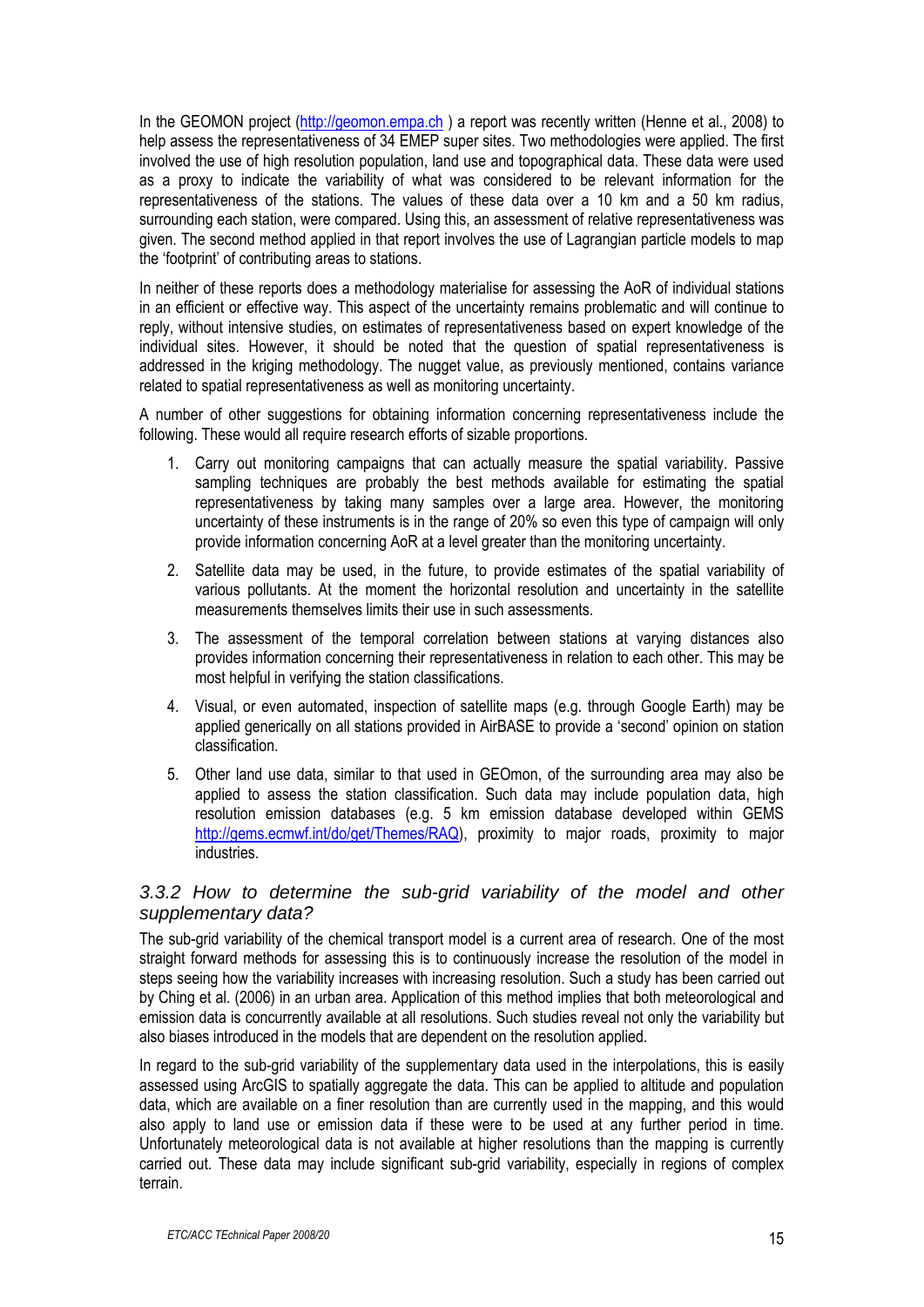In the GEOMON project (http://geomon.empa.ch ) a report was recently written (Henne et al., 2008) to help assess the representativeness of 34 EMEP super sites. Two methodologies were applied. The first involved the use of high resolution population, land use and topographical data. These data were used as a proxy to indicate the variability of what was considered to be relevant information for the representativeness of the stations. The values of these data over a 10 km and a 50 km radius, surrounding each station, were compared. Using this, an assessment of relative representativeness was given. The second method applied in that report involves the use of Lagrangian particle models to map the 'footprint' of contributing areas to stations.

In neither of these reports does a methodology materialise for assessing the AoR of individual stations in an efficient or effective way. This aspect of the uncertainty remains problematic and will continue to reply, without intensive studies, on estimates of representativeness based on expert knowledge of the individual sites. However, it should be noted that the question of spatial representativeness is addressed in the kriging methodology. The nugget value, as previously mentioned, contains variance related to spatial representativeness as well as monitoring uncertainty.

A number of other suggestions for obtaining information concerning representativeness include the following. These would all require research efforts of sizable proportions.

1. Carry out monitoring campaigns that can actually measure the spatial variability. Passive sampling techniques are probably the best methods available for estimating the spatial representativeness by taking many samples over a large area. However, the monitoring uncertainty of these instruments is in the range of 20% so even this type of campaign will only provide information concerning AoR at a level greater than the monitoring uncertainty.
2. Satellite data may be used, in the future, to provide estimates of the spatial variability of various pollutants. At the moment the horizontal resolution and uncertainty in the satellite measurements themselves limits their use in such assessments.
3. The assessment of the temporal correlation between stations at varying distances also provides information concerning their representativeness in relation to each other. This may be most helpful in verifying the station classifications.
4. Visual, or even automated, inspection of satellite maps (e.g. through Google Earth) may be applied generically on all stations provided in AirBASE to provide a 'second' opinion on station classification.
5. Other land use data, similar to that used in GEOmon, of the surrounding area may also be applied to assess the station classification. Such data may include population data, high resolution emission databases (e.g. 5 km emission database developed within GEMS http://gems.ecmwf.int/do/get/Themes/RAQ), proximity to major roads, proximity to major industries.

### *3.3.2 How to determine the sub-grid variability of the model and other supplementary data?*

The sub-grid variability of the chemical transport model is a current area of research. One of the most straight forward methods for assessing this is to continuously increase the resolution of the model in steps seeing how the variability increases with increasing resolution. Such a study has been carried out by Ching et al. (2006) in an urban area. Application of this method implies that both meteorological and emission data is concurrently available at all resolutions. Such studies reveal not only the variability but also biases introduced in the models that are dependent on the resolution applied.

In regard to the sub-grid variability of the supplementary data used in the interpolations, this is easily assessed using ArcGIS to spatially aggregate the data. This can be applied to altitude and population data, which are available on a finer resolution than are currently used in the mapping, and this would also apply to land use or emission data if these were to be used at any further period in time. Unfortunately meteorological data is not available at higher resolutions than the mapping is currently carried out. These data may include significant sub-grid variability, especially in regions of complex terrain.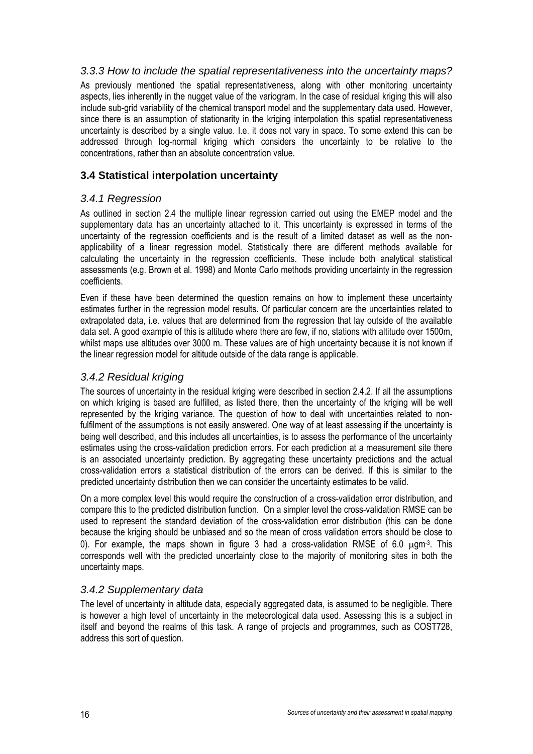### 3.3.3 How to include the spatial representativeness into the uncertainty maps?

As previously mentioned the spatial representativeness, along with other monitoring uncertainty aspects, lies inherently in the nugget value of the variogram. In the case of residual kriging this will also include sub-grid variability of the chemical transport model and the supplementary data used. However, since there is an assumption of stationarity in the kriging interpolation this spatial representativeness uncertainty is described by a single value. I.e. it does not vary in space. To some extend this can be addressed through log-normal kriging which considers the uncertainty to be relative to the concentrations, rather than an absolute concentration value.

## 3.4 Statistical interpolation uncertainty

### 3.4.1 Regression

As outlined in section 2.4 the multiple linear regression carried out using the EMEP model and the supplementary data has an uncertainty attached to it. This uncertainty is expressed in terms of the uncertainty of the regression coefficients and is the result of a limited dataset as well as the non-applicability of a linear regression model. Statistically there are different methods available for calculating the uncertainty in the regression coefficients. These include both analytical statistical assessments (e.g. Brown et al. 1998) and Monte Carlo methods providing uncertainty in the regression coefficients.

Even if these have been determined the question remains on how to implement these uncertainty estimates further in the regression model results. Of particular concern are the uncertainties related to extrapolated data, i.e. values that are determined from the regression that lay outside of the available data set. A good example of this is altitude where there are few, if no, stations with altitude over 1500m, whilst maps use altitudes over 3000 m. These values are of high uncertainty because it is not known if the linear regression model for altitude outside of the data range is applicable.

### 3.4.2 Residual kriging

The sources of uncertainty in the residual kriging were described in section 2.4.2. If all the assumptions on which kriging is based are fulfilled, as listed there, then the uncertainty of the kriging will be well represented by the kriging variance. The question of how to deal with uncertainties related to non-fulfilment of the assumptions is not easily answered. One way of at least assessing if the uncertainty is being well described, and this includes all uncertainties, is to assess the performance of the uncertainty estimates using the cross-validation prediction errors. For each prediction at a measurement site there is an associated uncertainty prediction. By aggregating these uncertainty predictions and the actual cross-validation errors a statistical distribution of the errors can be derived. If this is similar to the predicted uncertainty distribution then we can consider the uncertainty estimates to be valid.

On a more complex level this would require the construction of a cross-validation error distribution, and compare this to the predicted distribution function. On a simpler level the cross-validation RMSE can be used to represent the standard deviation of the cross-validation error distribution (this can be done because the kriging should be unbiased and so the mean of cross validation errors should be close to 0). For example, the maps shown in figure 3 had a cross-validation RMSE of 6.0 $\mu gm^{-3}$. This corresponds well with the predicted uncertainty close to the majority of monitoring sites in both the uncertainty maps.

### 3.4.2 Supplementary data

The level of uncertainty in altitude data, especially aggregated data, is assumed to be negligible. There is however a high level of uncertainty in the meteorological data used. Assessing this is a subject in itself and beyond the realms of this task. A range of projects and programmes, such as COST728, address this sort of question.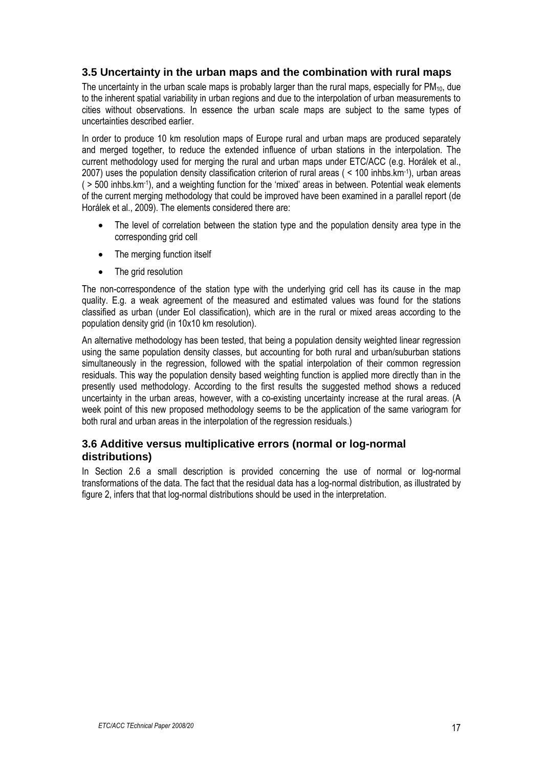## 3.5 Uncertainty in the urban maps and the combination with rural maps

The uncertainty in the urban scale maps is probably larger than the rural maps, especially for $PM_{10}$, due to the inherent spatial variability in urban regions and due to the interpolation of urban measurements to cities without observations. In essence the urban scale maps are subject to the same types of uncertainties described earlier.

In order to produce 10 km resolution maps of Europe rural and urban maps are produced separately and merged together, to reduce the extended influence of urban stations in the interpolation. The current methodology used for merging the rural and urban maps under ETC/ACC (e.g. Horálek et al., 2007) uses the population density classification criterion of rural areas ( < 100 inhbs.km$^{-1}$), urban areas ( > 500 inhbs.km$^{-1}$), and a weighting function for the 'mixed' areas in between. Potential weak elements of the current merging methodology that could be improved have been examined in a parallel report (de Horálek et al., 2009). The elements considered there are:

- The level of correlation between the station type and the population density area type in the corresponding grid cell
- The merging function itself
- The grid resolution

The non-correspondence of the station type with the underlying grid cell has its cause in the map quality. E.g. a weak agreement of the measured and estimated values was found for the stations classified as urban (under EoI classification), which are in the rural or mixed areas according to the population density grid (in 10x10 km resolution).

An alternative methodology has been tested, that being a population density weighted linear regression using the same population density classes, but accounting for both rural and urban/suburban stations simultaneously in the regression, followed with the spatial interpolation of their common regression residuals. This way the population density based weighting function is applied more directly than in the presently used methodology. According to the first results the suggested method shows a reduced uncertainty in the urban areas, however, with a co-existing uncertainty increase at the rural areas. (A week point of this new proposed methodology seems to be the application of the same variogram for both rural and urban areas in the interpolation of the regression residuals.)

## 3.6 Additive versus multiplicative errors (normal or log-normal distributions)

In Section 2.6 a small description is provided concerning the use of normal or log-normal transformations of the data. The fact that the residual data has a log-normal distribution, as illustrated by figure 2, infers that that log-normal distributions should be used in the interpretation.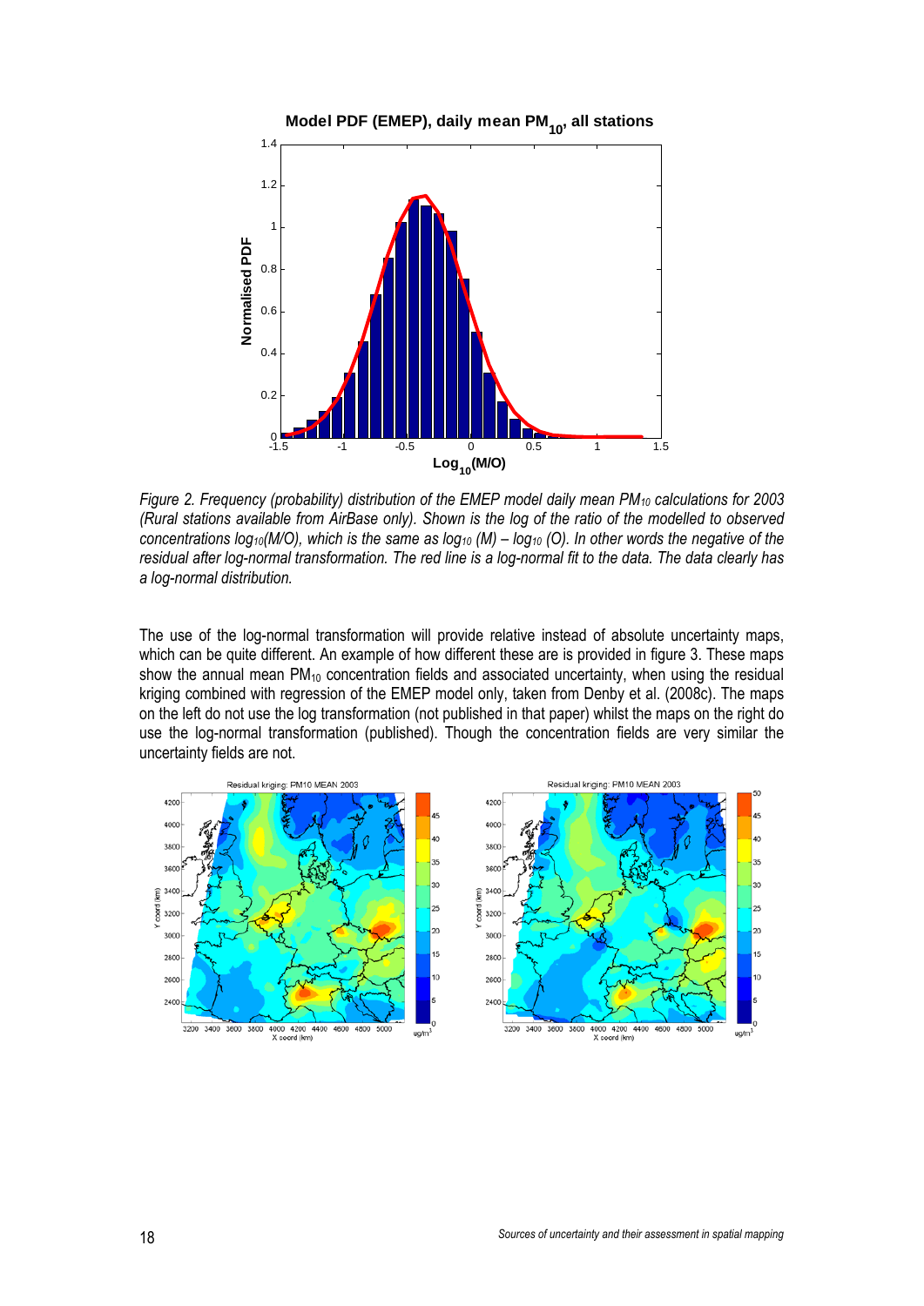*Figure 2. Frequency (probability) distribution of the EMEP model daily mean $PM_{10}$ calculations for 2003 (Rural stations available from AirBase only). Shown is the log of the ratio of the modelled to observed concentrations $\log_{10}(M/O)$, which is the same as $\log_{10}(M) - \log_{10}(O)$. In other words the negative of the residual after log-normal transformation. The red line is a log-normal fit to the data. The data clearly has a log-normal distribution.*

The use of the log-normal transformation will provide relative instead of absolute uncertainty maps, which can be quite different. An example of how different these are is provided in figure 3. These maps show the annual mean $PM_{10}$ concentration fields and associated uncertainty, when using the residual kriging combined with regression of the EMEP model only, taken from Denby et al. (2008c). The maps on the left do not use the log transformation (not published in that paper) whilst the maps on the right do use the log-normal transformation (published). Though the concentration fields are very similar the uncertainty fields are not.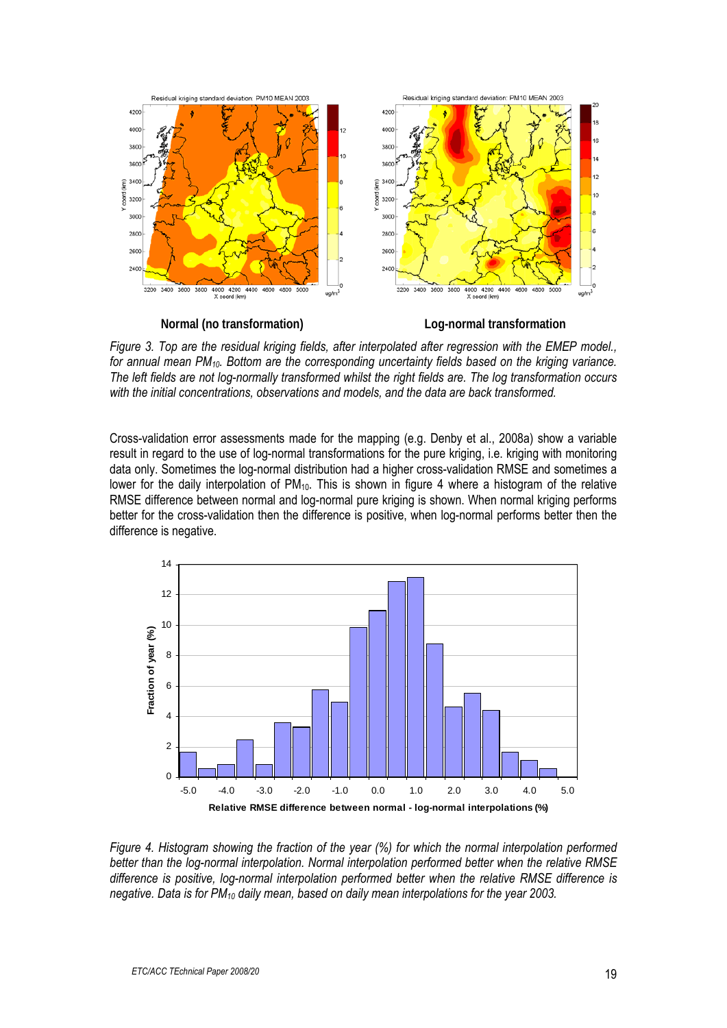Normal (no transformation) Log-normal transformation

*Figure 3. Top are the residual kriging fields, after interpolated after regression with the EMEP model., for annual mean $PM_{10}$. Bottom are the corresponding uncertainty fields based on the kriging variance. The left fields are not log-normally transformed whilst the right fields are. The log transformation occurs with the initial concentrations, observations and models, and the data are back transformed.*

Cross-validation error assessments made for the mapping (e.g. Denby et al., 2008a) show a variable result in regard to the use of log-normal transformations for the pure kriging, i.e. kriging with monitoring data only. Sometimes the log-normal distribution had a higher cross-validation RMSE and sometimes a lower for the daily interpolation of $PM_{10}$. This is shown in figure 4 where a histogram of the relative RMSE difference between normal and log-normal pure kriging is shown. When normal kriging performs better for the cross-validation then the difference is positive, when log-normal performs better then the difference is negative.

*Figure 4. Histogram showing the fraction of the year (%) for which the normal interpolation performed better than the log-normal interpolation. Normal interpolation performed better when the relative RMSE difference is positive, log-normal interpolation performed better when the relative RMSE difference is negative. Data is for $PM_{10}$ daily mean, based on daily mean interpolations for the year 2003.*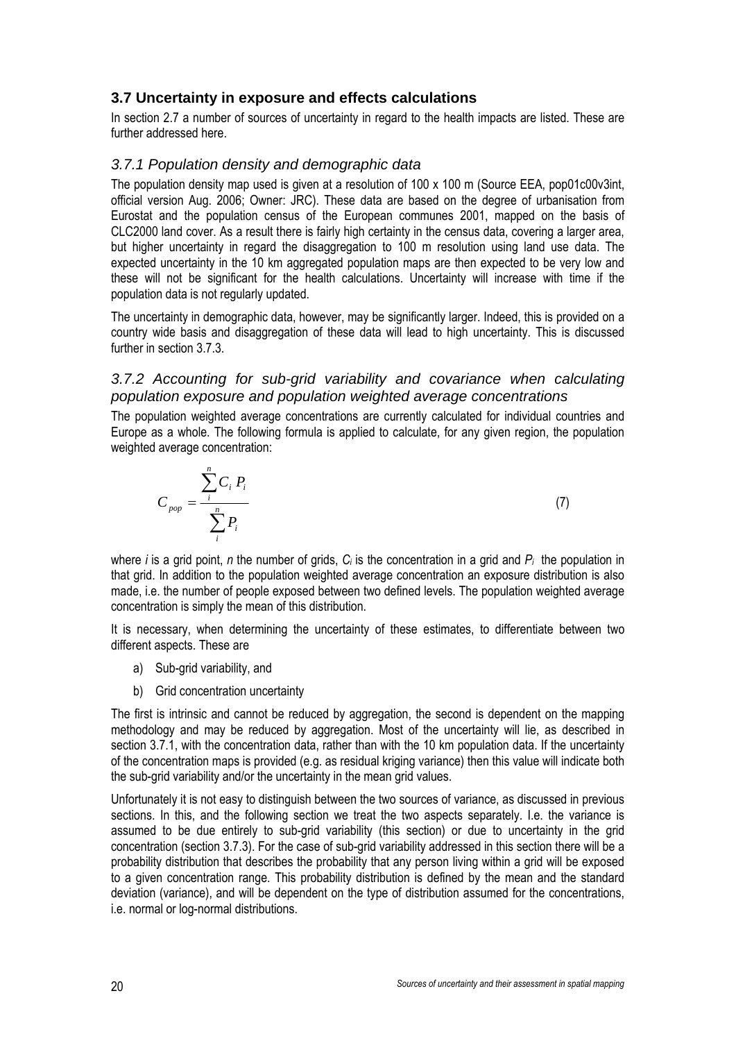## 3.7 Uncertainty in exposure and effects calculations

In section 2.7 a number of sources of uncertainty in regard to the health impacts are listed. These are further addressed here.

### *3.7.1 Population density and demographic data*

The population density map used is given at a resolution of 100 x 100 m (Source EEA, pop01c00v3int, official version Aug. 2006; Owner: JRC). These data are based on the degree of urbanisation from Eurostat and the population census of the European communes 2001, mapped on the basis of CLC2000 land cover. As a result there is fairly high certainty in the census data, covering a larger area, but higher uncertainty in regard the disaggregation to 100 m resolution using land use data. The expected uncertainty in the 10 km aggregated population maps are then expected to be very low and these will not be significant for the health calculations. Uncertainty will increase with time if the population data is not regularly updated.

The uncertainty in demographic data, however, may be significantly larger. Indeed, this is provided on a country wide basis and disaggregation of these data will lead to high uncertainty. This is discussed further in section 3.7.3.

### *3.7.2 Accounting for sub-grid variability and covariance when calculating population exposure and population weighted average concentrations*

The population weighted average concentrations are currently calculated for individual countries and Europe as a whole. The following formula is applied to calculate, for any given region, the population weighted average concentration:

$$C_{pop} = \frac{\sum_{i}^{n} C_i \, P_i}{\sum_{i}^{n} P_i} \tag{7}$$

where $i$ is a grid point, $n$ the number of grids, $C_i$ is the concentration in a grid and $P_i$ the population in that grid. In addition to the population weighted average concentration an exposure distribution is also made, i.e. the number of people exposed between two defined levels. The population weighted average concentration is simply the mean of this distribution.

It is necessary, when determining the uncertainty of these estimates, to differentiate between two different aspects. These are

a) Sub-grid variability, and

b) Grid concentration uncertainty

The first is intrinsic and cannot be reduced by aggregation, the second is dependent on the mapping methodology and may be reduced by aggregation. Most of the uncertainty will lie, as described in section 3.7.1, with the concentration data, rather than with the 10 km population data. If the uncertainty of the concentration maps is provided (e.g. as residual kriging variance) then this value will indicate both the sub-grid variability and/or the uncertainty in the mean grid values.

Unfortunately it is not easy to distinguish between the two sources of variance, as discussed in previous sections. In this, and the following section we treat the two aspects separately. I.e. the variance is assumed to be due entirely to sub-grid variability (this section) or due to uncertainty in the grid concentration (section 3.7.3). For the case of sub-grid variability addressed in this section there will be a probability distribution that describes the probability that any person living within a grid will be exposed to a given concentration range. This probability distribution is defined by the mean and the standard deviation (variance), and will be dependent on the type of distribution assumed for the concentrations, i.e. normal or log-normal distributions.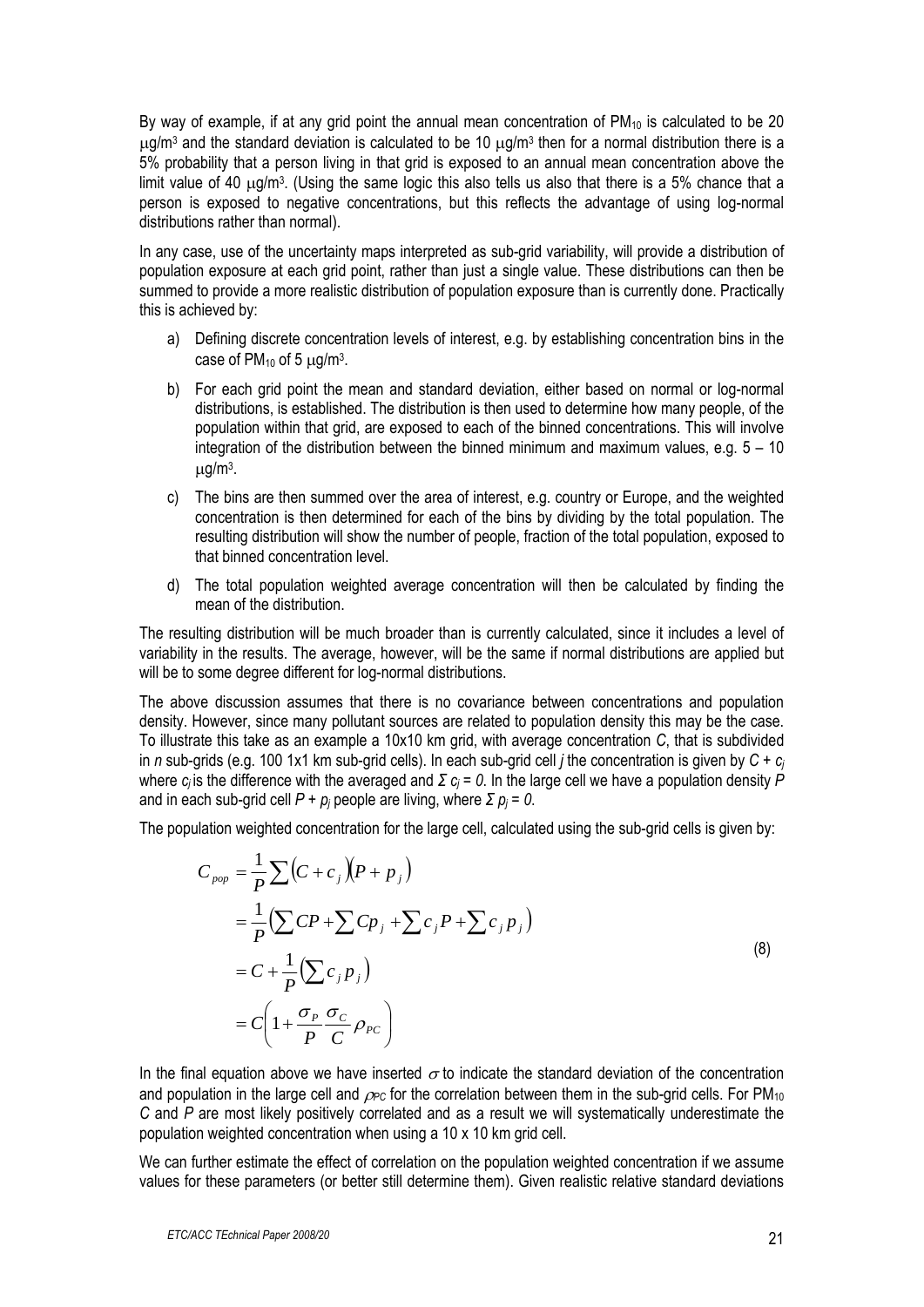By way of example, if at any grid point the annual mean concentration of $PM_{10}$ is calculated to be 20 $\mu g/m^3$ and the standard deviation is calculated to be 10 $\mu g/m^3$ then for a normal distribution there is a 5% probability that a person living in that grid is exposed to an annual mean concentration above the limit value of 40 $\mu g/m^3$. (Using the same logic this also tells us also that there is a 5% chance that a person is exposed to negative concentrations, but this reflects the advantage of using log-normal distributions rather than normal).

In any case, use of the uncertainty maps interpreted as sub-grid variability, will provide a distribution of population exposure at each grid point, rather than just a single value. These distributions can then be summed to provide a more realistic distribution of population exposure than is currently done. Practically this is achieved by:

a) Defining discrete concentration levels of interest, e.g. by establishing concentration bins in the case of $PM_{10}$ of 5 $\mu g/m^3$.

b) For each grid point the mean and standard deviation, either based on normal or log-normal distributions, is established. The distribution is then used to determine how many people, of the population within that grid, are exposed to each of the binned concentrations. This will involve integration of the distribution between the binned minimum and maximum values, e.g. 5 – 10 $\mu g/m^3$.

c) The bins are then summed over the area of interest, e.g. country or Europe, and the weighted concentration is then determined for each of the bins by dividing by the total population. The resulting distribution will show the number of people, fraction of the total population, exposed to that binned concentration level.

d) The total population weighted average concentration will then be calculated by finding the mean of the distribution.

The resulting distribution will be much broader than is currently calculated, since it includes a level of variability in the results. The average, however, will be the same if normal distributions are applied but will be to some degree different for log-normal distributions.

The above discussion assumes that there is no covariance between concentrations and population density. However, since many pollutant sources are related to population density this may be the case. To illustrate this take as an example a 10x10 km grid, with average concentration $C$, that is subdivided in $n$ sub-grids (e.g. 100 1x1 km sub-grid cells). In each sub-grid cell $j$ the concentration is given by $C + c_j$ where $c_j$ is the difference with the averaged and $\Sigma c_j = 0$. In the large cell we have a population density $P$ and in each sub-grid cell $P + p_j$ people are living, where $\Sigma p_j = 0$.

The population weighted concentration for the large cell, calculated using the sub-grid cells is given by:

$$
\begin{aligned}
C_{pop} &= \frac{1}{P}\sum\left(C + c_j\right)\left(P + p_j\right) \\
&= \frac{1}{P}\left(\sum CP + \sum Cp_j + \sum c_j P + \sum c_j p_j\right) \\
&= C + \frac{1}{P}\left(\sum c_j p_j\right) \\
&= C\left(1 + \frac{\sigma_P}{P}\frac{\sigma_C}{C}\rho_{PC}\right)
\end{aligned}
\tag{8}
$$

In the final equation above we have inserted $\sigma$ to indicate the standard deviation of the concentration and population in the large cell and $\rho_{PC}$ for the correlation between them in the sub-grid cells. For $PM_{10}$ $C$ and $P$ are most likely positively correlated and as a result we will systematically underestimate the population weighted concentration when using a 10 x 10 km grid cell.

We can further estimate the effect of correlation on the population weighted concentration if we assume values for these parameters (or better still determine them). Given realistic relative standard deviations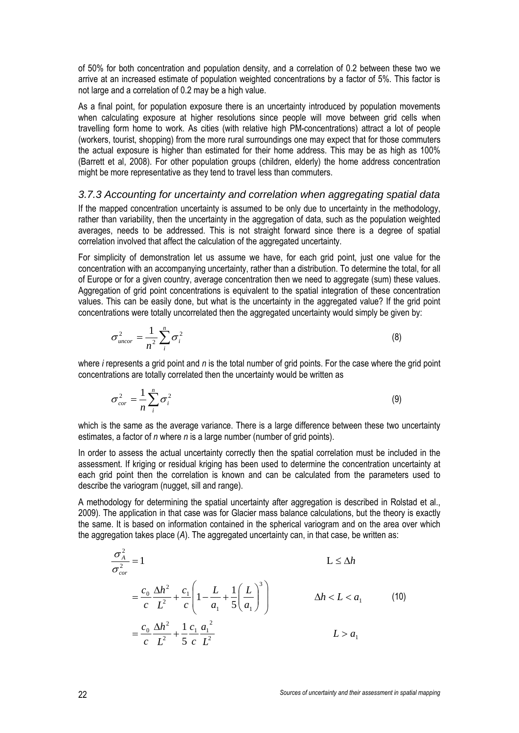of 50% for both concentration and population density, and a correlation of 0.2 between these two we arrive at an increased estimate of population weighted concentrations by a factor of 5%. This factor is not large and a correlation of 0.2 may be a high value.

As a final point, for population exposure there is an uncertainty introduced by population movements when calculating exposure at higher resolutions since people will move between grid cells when travelling form home to work. As cities (with relative high PM-concentrations) attract a lot of people (workers, tourist, shopping) from the more rural surroundings one may expect that for those commuters the actual exposure is higher than estimated for their home address. This may be as high as 100% (Barrett et al, 2008). For other population groups (children, elderly) the home address concentration might be more representative as they tend to travel less than commuters.

### *3.7.3 Accounting for uncertainty and correlation when aggregating spatial data*

If the mapped concentration uncertainty is assumed to be only due to uncertainty in the methodology, rather than variability, then the uncertainty in the aggregation of data, such as the population weighted averages, needs to be addressed. This is not straight forward since there is a degree of spatial correlation involved that affect the calculation of the aggregated uncertainty.

For simplicity of demonstration let us assume we have, for each grid point, just one value for the concentration with an accompanying uncertainty, rather than a distribution. To determine the total, for all of Europe or for a given country, average concentration then we need to aggregate (sum) these values. Aggregation of grid point concentrations is equivalent to the spatial integration of these concentration values. This can be easily done, but what is the uncertainty in the aggregated value? If the grid point concentrations were totally uncorrelated then the aggregated uncertainty would simply be given by:

$$\sigma_{uncor}^2 = \frac{1}{n^2}\sum_i^n \sigma_i^2 \qquad (8)$$

where *i* represents a grid point and *n* is the total number of grid points. For the case where the grid point concentrations are totally correlated then the uncertainty would be written as

$$\sigma_{cor}^2 = \frac{1}{n}\sum_i^n \sigma_i^2 \qquad (9)$$

which is the same as the average variance. There is a large difference between these two uncertainty estimates, a factor of *n* where *n* is a large number (number of grid points).

In order to assess the actual uncertainty correctly then the spatial correlation must be included in the assessment. If kriging or residual kriging has been used to determine the concentration uncertainty at each grid point then the correlation is known and can be calculated from the parameters used to describe the variogram (nugget, sill and range).

A methodology for determining the spatial uncertainty after aggregation is described in Rolstad et al., 2009). The application in that case was for Glacier mass balance calculations, but the theory is exactly the same. It is based on information contained in the spherical variogram and on the area over which the aggregation takes place (*A*). The aggregated uncertainty can, in that case, be written as:

$$\begin{aligned}
\frac{\sigma_A^2}{\sigma_{cor}^2} &= 1 & L \le \Delta h \\
&= \frac{c_0}{c}\frac{\Delta h^2}{L^2} + \frac{c_1}{c}\left(1 - \frac{L}{a_1} + \frac{1}{5}\left(\frac{L}{a_1}\right)^3\right) & \Delta h < L < a_1 \qquad (10) \\
&= \frac{c_0}{c}\frac{\Delta h^2}{L^2} + \frac{1}{5}\frac{c_1}{c}\frac{a_1^2}{L^2} & L > a_1
\end{aligned}$$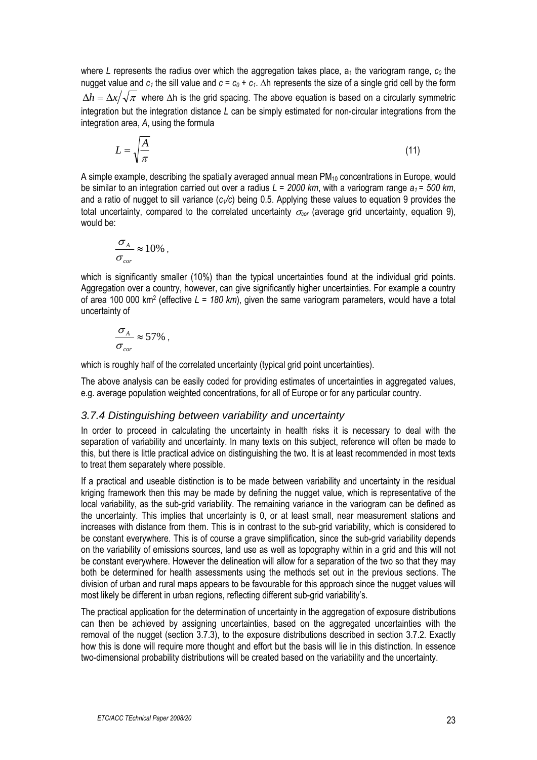where $L$ represents the radius over which the aggregation takes place, $a_1$ the variogram range, $c_0$ the nugget value and $c_1$ the sill value and $c = c_0 + c_1$. $\Delta$h represents the size of a single grid cell by the form $\Delta h = \Delta x / \sqrt{\pi}$ where $\Delta$h is the grid spacing. The above equation is based on a circularly symmetric integration but the integration distance $L$ can be simply estimated for non-circular integrations from the integration area, $A$, using the formula

$$L = \sqrt{\frac{A}{\pi}} \tag{11}$$

A simple example, describing the spatially averaged annual mean $PM_{10}$ concentrations in Europe, would be similar to an integration carried out over a radius $L = 2000\ km$, with a variogram range $a_1 = 500\ km$, and a ratio of nugget to sill variance ($c_1/c$) being 0.5. Applying these values to equation 9 provides the total uncertainty, compared to the correlated uncertainty $\sigma_{cor}$ (average grid uncertainty, equation 9), would be:

$$\frac{\sigma_A}{\sigma_{cor}} \approx 10\%,$$

which is significantly smaller (10%) than the typical uncertainties found at the individual grid points. Aggregation over a country, however, can give significantly higher uncertainties. For example a country of area 100 000 km$^2$ (effective $L = 180\ km$), given the same variogram parameters, would have a total uncertainty of

$$\frac{\sigma_A}{\sigma_{cor}} \approx 57\%,$$

which is roughly half of the correlated uncertainty (typical grid point uncertainties).

The above analysis can be easily coded for providing estimates of uncertainties in aggregated values, e.g. average population weighted concentrations, for all of Europe or for any particular country.

### *3.7.4 Distinguishing between variability and uncertainty*

In order to proceed in calculating the uncertainty in health risks it is necessary to deal with the separation of variability and uncertainty. In many texts on this subject, reference will often be made to this, but there is little practical advice on distinguishing the two. It is at least recommended in most texts to treat them separately where possible.

If a practical and useable distinction is to be made between variability and uncertainty in the residual kriging framework then this may be made by defining the nugget value, which is representative of the local variability, as the sub-grid variability. The remaining variance in the variogram can be defined as the uncertainty. This implies that uncertainty is 0, or at least small, near measurement stations and increases with distance from them. This is in contrast to the sub-grid variability, which is considered to be constant everywhere. This is of course a grave simplification, since the sub-grid variability depends on the variability of emissions sources, land use as well as topography within in a grid and this will not be constant everywhere. However the delineation will allow for a separation of the two so that they may both be determined for health assessments using the methods set out in the previous sections. The division of urban and rural maps appears to be favourable for this approach since the nugget values will most likely be different in urban regions, reflecting different sub-grid variability's.

The practical application for the determination of uncertainty in the aggregation of exposure distributions can then be achieved by assigning uncertainties, based on the aggregated uncertainties with the removal of the nugget (section 3.7.3), to the exposure distributions described in section 3.7.2. Exactly how this is done will require more thought and effort but the basis will lie in this distinction. In essence two-dimensional probability distributions will be created based on the variability and the uncertainty.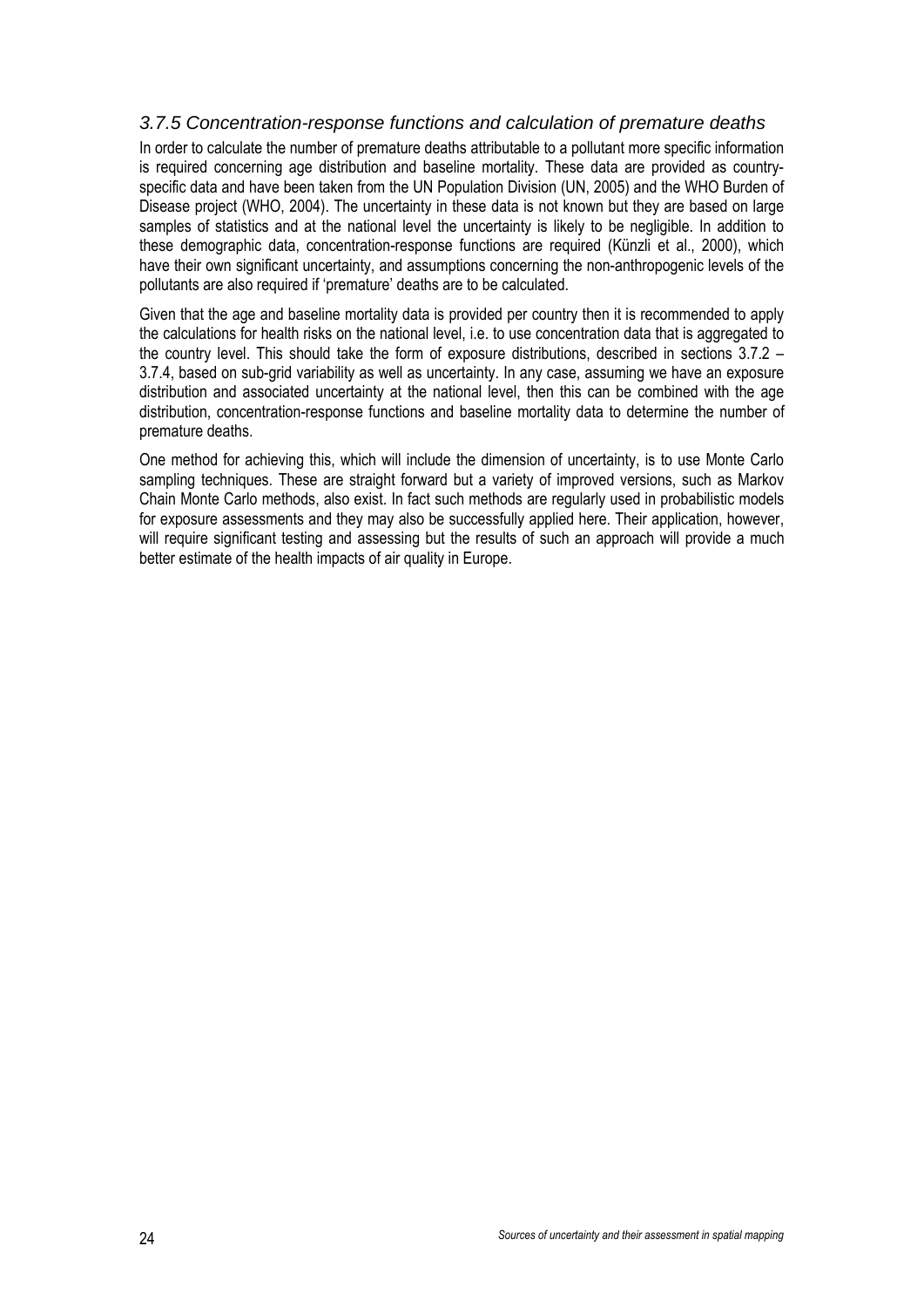### *3.7.5 Concentration-response functions and calculation of premature deaths*

In order to calculate the number of premature deaths attributable to a pollutant more specific information is required concerning age distribution and baseline mortality. These data are provided as country-specific data and have been taken from the UN Population Division (UN, 2005) and the WHO Burden of Disease project (WHO, 2004). The uncertainty in these data is not known but they are based on large samples of statistics and at the national level the uncertainty is likely to be negligible. In addition to these demographic data, concentration-response functions are required (Künzli et al., 2000), which have their own significant uncertainty, and assumptions concerning the non-anthropogenic levels of the pollutants are also required if 'premature' deaths are to be calculated.

Given that the age and baseline mortality data is provided per country then it is recommended to apply the calculations for health risks on the national level, i.e. to use concentration data that is aggregated to the country level. This should take the form of exposure distributions, described in sections 3.7.2 – 3.7.4, based on sub-grid variability as well as uncertainty. In any case, assuming we have an exposure distribution and associated uncertainty at the national level, then this can be combined with the age distribution, concentration-response functions and baseline mortality data to determine the number of premature deaths.

One method for achieving this, which will include the dimension of uncertainty, is to use Monte Carlo sampling techniques. These are straight forward but a variety of improved versions, such as Markov Chain Monte Carlo methods, also exist. In fact such methods are regularly used in probabilistic models for exposure assessments and they may also be successfully applied here. Their application, however, will require significant testing and assessing but the results of such an approach will provide a much better estimate of the health impacts of air quality in Europe.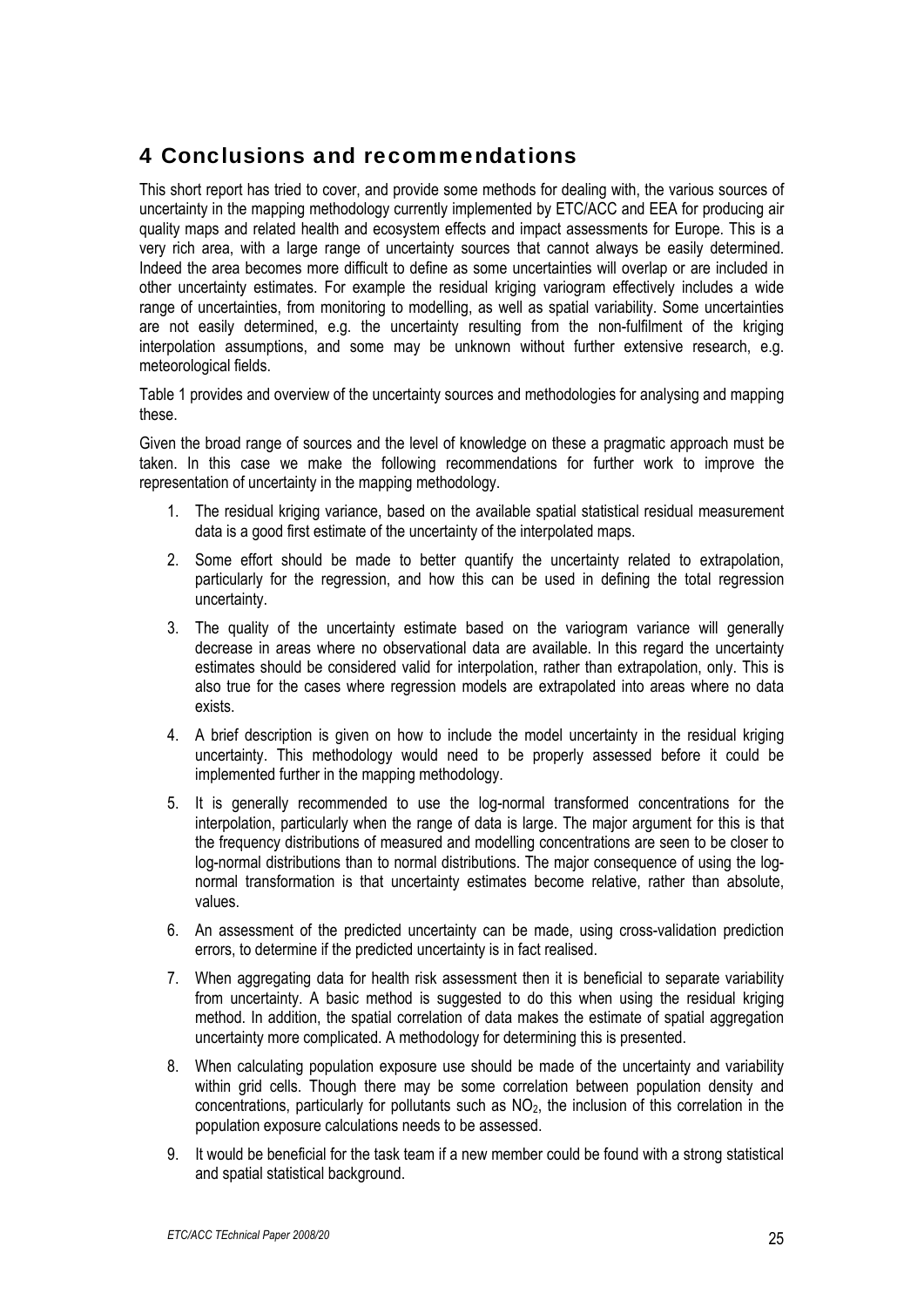# 4 Conclusions and recommendations

This short report has tried to cover, and provide some methods for dealing with, the various sources of uncertainty in the mapping methodology currently implemented by ETC/ACC and EEA for producing air quality maps and related health and ecosystem effects and impact assessments for Europe. This is a very rich area, with a large range of uncertainty sources that cannot always be easily determined. Indeed the area becomes more difficult to define as some uncertainties will overlap or are included in other uncertainty estimates. For example the residual kriging variogram effectively includes a wide range of uncertainties, from monitoring to modelling, as well as spatial variability. Some uncertainties are not easily determined, e.g. the uncertainty resulting from the non-fulfilment of the kriging interpolation assumptions, and some may be unknown without further extensive research, e.g. meteorological fields.

Table 1 provides and overview of the uncertainty sources and methodologies for analysing and mapping these.

Given the broad range of sources and the level of knowledge on these a pragmatic approach must be taken. In this case we make the following recommendations for further work to improve the representation of uncertainty in the mapping methodology.

1. The residual kriging variance, based on the available spatial statistical residual measurement data is a good first estimate of the uncertainty of the interpolated maps.
2. Some effort should be made to better quantify the uncertainty related to extrapolation, particularly for the regression, and how this can be used in defining the total regression uncertainty.
3. The quality of the uncertainty estimate based on the variogram variance will generally decrease in areas where no observational data are available. In this regard the uncertainty estimates should be considered valid for interpolation, rather than extrapolation, only. This is also true for the cases where regression models are extrapolated into areas where no data exists.
4. A brief description is given on how to include the model uncertainty in the residual kriging uncertainty. This methodology would need to be properly assessed before it could be implemented further in the mapping methodology.
5. It is generally recommended to use the log-normal transformed concentrations for the interpolation, particularly when the range of data is large. The major argument for this is that the frequency distributions of measured and modelling concentrations are seen to be closer to log-normal distributions than to normal distributions. The major consequence of using the log-normal transformation is that uncertainty estimates become relative, rather than absolute, values.
6. An assessment of the predicted uncertainty can be made, using cross-validation prediction errors, to determine if the predicted uncertainty is in fact realised.
7. When aggregating data for health risk assessment then it is beneficial to separate variability from uncertainty. A basic method is suggested to do this when using the residual kriging method. In addition, the spatial correlation of data makes the estimate of spatial aggregation uncertainty more complicated. A methodology for determining this is presented.
8. When calculating population exposure use should be made of the uncertainty and variability within grid cells. Though there may be some correlation between population density and concentrations, particularly for pollutants such as $NO_2$, the inclusion of this correlation in the population exposure calculations needs to be assessed.
9. It would be beneficial for the task team if a new member could be found with a strong statistical and spatial statistical background.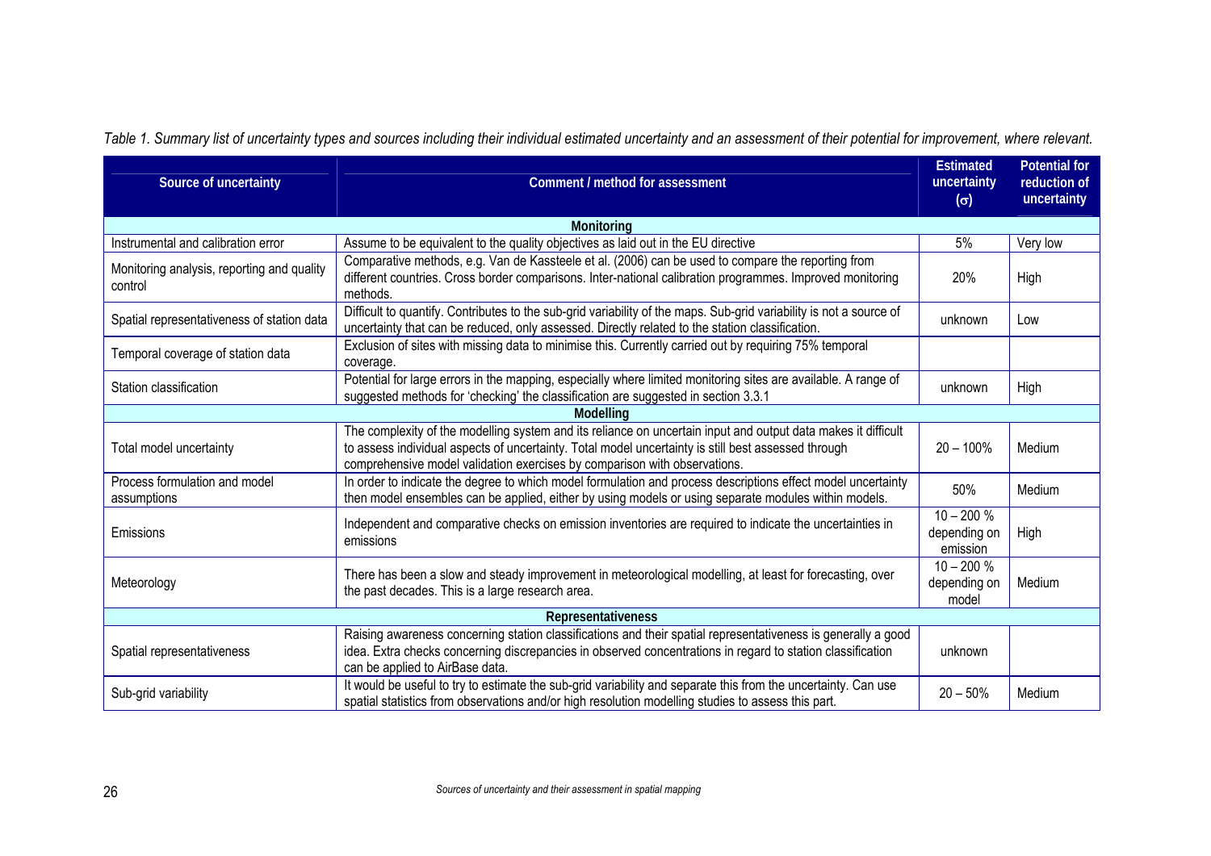*Table 1. Summary list of uncertainty types and sources including their individual estimated uncertainty and an assessment of their potential for improvement, where relevant.*

| Source of uncertainty | Comment / method for assessment | Estimated uncertainty ($\sigma$) | Potential for reduction of uncertainty |
|---|---|---|---|
| **Monitoring** | | | |
| Instrumental and calibration error | Assume to be equivalent to the quality objectives as laid out in the EU directive | 5% | Very low |
| Monitoring analysis, reporting and quality control | Comparative methods, e.g. Van de Kassteele et al. (2006) can be used to compare the reporting from different countries. Cross border comparisons. Inter-national calibration programmes. Improved monitoring methods. | 20% | High |
| Spatial representativeness of station data | Difficult to quantify. Contributes to the sub-grid variability of the maps. Sub-grid variability is not a source of uncertainty that can be reduced, only assessed. Directly related to the station classification. | unknown | Low |
| Temporal coverage of station data | Exclusion of sites with missing data to minimise this. Currently carried out by requiring 75% temporal coverage. | | |
| Station classification | Potential for large errors in the mapping, especially where limited monitoring sites are available. A range of suggested methods for 'checking' the classification are suggested in section 3.3.1 | unknown | High |
| **Modelling** | | | |
| Total model uncertainty | The complexity of the modelling system and its reliance on uncertain input and output data makes it difficult to assess individual aspects of uncertainty. Total model uncertainty is still best assessed through comprehensive model validation exercises by comparison with observations. | 20 – 100% | Medium |
| Process formulation and model assumptions | In order to indicate the degree to which model formulation and process descriptions effect model uncertainty then model ensembles can be applied, either by using models or using separate modules within models. | 50% | Medium |
| Emissions | Independent and comparative checks on emission inventories are required to indicate the uncertainties in emissions | 10 – 200 % depending on emission | High |
| Meteorology | There has been a slow and steady improvement in meteorological modelling, at least for forecasting, over the past decades. This is a large research area. | 10 – 200 % depending on model | Medium |
| **Representativeness** | | | |
| Spatial representativeness | Raising awareness concerning station classifications and their spatial representativeness is generally a good idea. Extra checks concerning discrepancies in observed concentrations in regard to station classification can be applied to AirBase data. | unknown | |
| Sub-grid variability | It would be useful to try to estimate the sub-grid variability and separate this from the uncertainty. Can use spatial statistics from observations and/or high resolution modelling studies to assess this part. | 20 – 50% | Medium |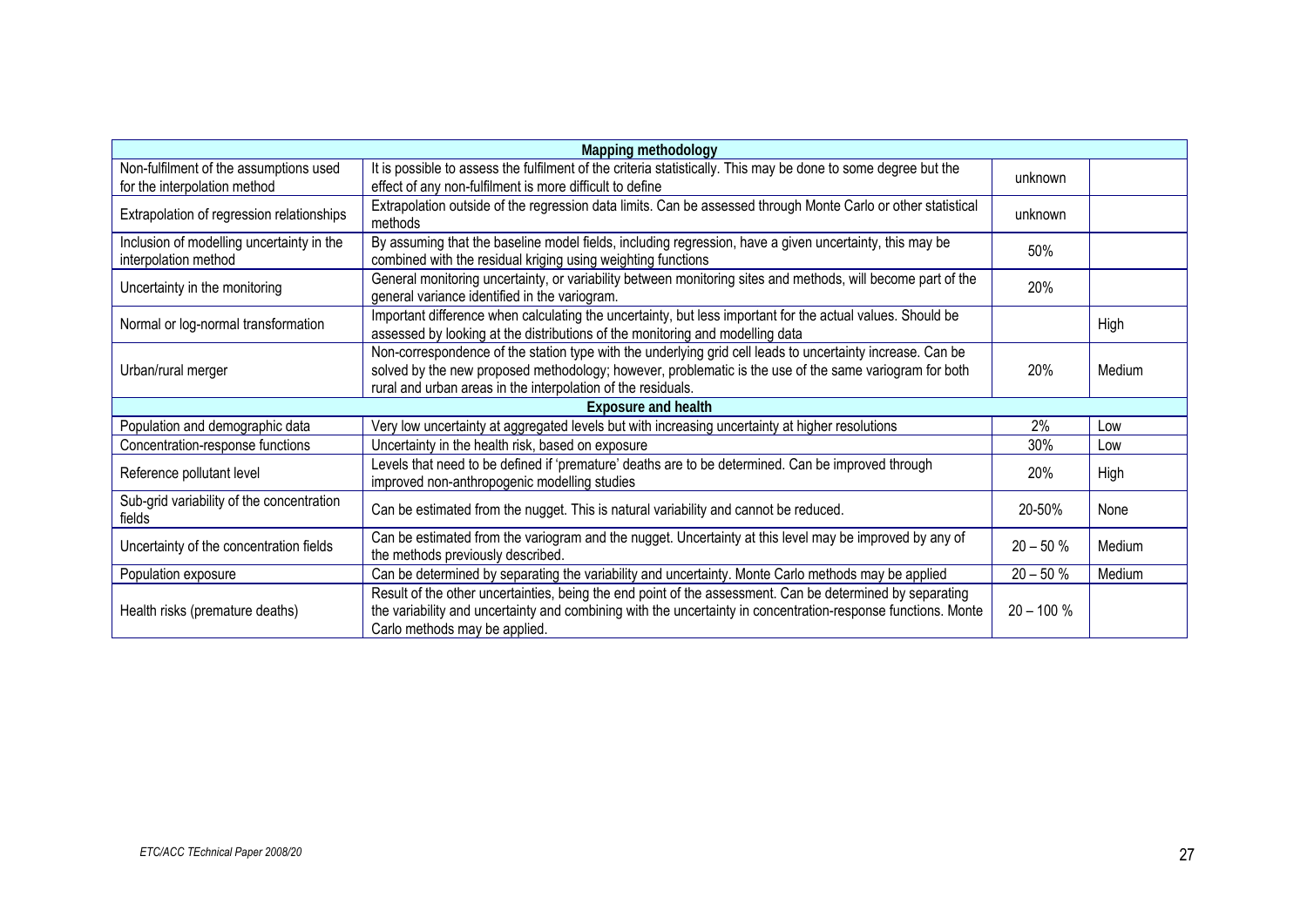| Mapping methodology | | | |
|---|---|---|---|
| Non-fulfilment of the assumptions used for the interpolation method | It is possible to assess the fulfilment of the criteria statistically. This may be done to some degree but the effect of any non-fulfilment is more difficult to define | unknown | |
| Extrapolation of regression relationships | Extrapolation outside of the regression data limits. Can be assessed through Monte Carlo or other statistical methods | unknown | |
| Inclusion of modelling uncertainty in the interpolation method | By assuming that the baseline model fields, including regression, have a given uncertainty, this may be combined with the residual kriging using weighting functions | 50% | |
| Uncertainty in the monitoring | General monitoring uncertainty, or variability between monitoring sites and methods, will become part of the general variance identified in the variogram. | 20% | |
| Normal or log-normal transformation | Important difference when calculating the uncertainty, but less important for the actual values. Should be assessed by looking at the distributions of the monitoring and modelling data | | High |
| Urban/rural merger | Non-correspondence of the station type with the underlying grid cell leads to uncertainty increase. Can be solved by the new proposed methodology; however, problematic is the use of the same variogram for both rural and urban areas in the interpolation of the residuals. | 20% | Medium |
| **Exposure and health** | | | |
| Population and demographic data | Very low uncertainty at aggregated levels but with increasing uncertainty at higher resolutions | 2% | Low |
| Concentration-response functions | Uncertainty in the health risk, based on exposure | 30% | Low |
| Reference pollutant level | Levels that need to be defined if 'premature' deaths are to be determined. Can be improved through improved non-anthropogenic modelling studies | 20% | High |
| Sub-grid variability of the concentration fields | Can be estimated from the nugget. This is natural variability and cannot be reduced. | 20-50% | None |
| Uncertainty of the concentration fields | Can be estimated from the variogram and the nugget. Uncertainty at this level may be improved by any of the methods previously described. | 20 – 50 % | Medium |
| Population exposure | Can be determined by separating the variability and uncertainty. Monte Carlo methods may be applied | 20 – 50 % | Medium |
| Health risks (premature deaths) | Result of the other uncertainties, being the end point of the assessment. Can be determined by separating the variability and uncertainty and combining with the uncertainty in concentration-response functions. Monte Carlo methods may be applied. | 20 – 100 % | |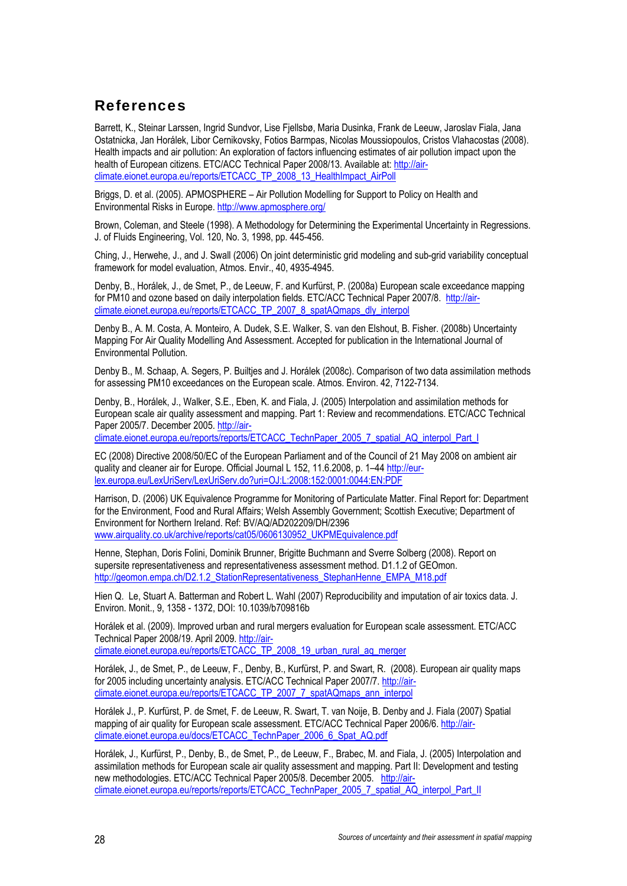## References

Barrett, K., Steinar Larssen, Ingrid Sundvor, Lise Fjellsbø, Maria Dusinka, Frank de Leeuw, Jaroslav Fiala, Jana Ostatnicka, Jan Horálek, Libor Cernikovsky, Fotios Barmpas, Nicolas Moussiopoulos, Cristos Vlahacostas (2008). Health impacts and air pollution: An exploration of factors influencing estimates of air pollution impact upon the health of European citizens. ETC/ACC Technical Paper 2008/13. Available at: http://air-climate.eionet.europa.eu/reports/ETCACC_TP_2008_13_HealthImpact_AirPoll

Briggs, D. et al. (2005). APMOSPHERE – Air Pollution Modelling for Support to Policy on Health and Environmental Risks in Europe. http://www.apmosphere.org/

Brown, Coleman, and Steele (1998). A Methodology for Determining the Experimental Uncertainty in Regressions. J. of Fluids Engineering, Vol. 120, No. 3, 1998, pp. 445-456.

Ching, J., Herwehe, J., and J. Swall (2006) On joint deterministic grid modeling and sub-grid variability conceptual framework for model evaluation, Atmos. Envir., 40, 4935-4945.

Denby, B., Horálek, J., de Smet, P., de Leeuw, F. and Kurfürst, P. (2008a) European scale exceedance mapping for PM10 and ozone based on daily interpolation fields. ETC/ACC Technical Paper 2007/8. http://air-climate.eionet.europa.eu/reports/ETCACC_TP_2007_8_spatAQmaps_dly_interpol

Denby B., A. M. Costa, A. Monteiro, A. Dudek, S.E. Walker, S. van den Elshout, B. Fisher. (2008b) Uncertainty Mapping For Air Quality Modelling And Assessment. Accepted for publication in the International Journal of Environmental Pollution.

Denby B., M. Schaap, A. Segers, P. Builtjes and J. Horálek (2008c). Comparison of two data assimilation methods for assessing PM10 exceedances on the European scale. Atmos. Environ. 42, 7122-7134.

Denby, B., Horálek, J., Walker, S.E., Eben, K. and Fiala, J. (2005) Interpolation and assimilation methods for European scale air quality assessment and mapping. Part 1: Review and recommendations. ETC/ACC Technical Paper 2005/7. December 2005. http://air-climate.eionet.europa.eu/reports/reports/ETCACC_TechnPaper_2005_7_spatial_AQ_interpol_Part_I

EC (2008) Directive 2008/50/EC of the European Parliament and of the Council of 21 May 2008 on ambient air quality and cleaner air for Europe. Official Journal L 152, 11.6.2008, p. 1–44 http://eur-lex.europa.eu/LexUriServ/LexUriServ.do?uri=OJ:L:2008:152:0001:0044:EN:PDF

Harrison, D. (2006) UK Equivalence Programme for Monitoring of Particulate Matter. Final Report for: Department for the Environment, Food and Rural Affairs; Welsh Assembly Government; Scottish Executive; Department of Environment for Northern Ireland. Ref: BV/AQ/AD202209/DH/2396 www.airquality.co.uk/archive/reports/cat05/0606130952_UKPMEquivalence.pdf

Henne, Stephan, Doris Folini, Dominik Brunner, Brigitte Buchmann and Sverre Solberg (2008). Report on supersite representativeness and representativeness assessment method. D1.1.2 of GEOmon. http://geomon.empa.ch/D2.1.2_StationRepresentativeness_StephanHenne_EMPA_M18.pdf

Hien Q. Le, Stuart A. Batterman and Robert L. Wahl (2007) Reproducibility and imputation of air toxics data. J. Environ. Monit., 9, 1358 - 1372, DOI: 10.1039/b709816b

Horálek et al. (2009). Improved urban and rural mergers evaluation for European scale assessment. ETC/ACC Technical Paper 2008/19. April 2009. http://air-climate.eionet.europa.eu/reports/ETCACC_TP_2008_19_urban_rural_aq_merger

Horálek, J., de Smet, P., de Leeuw, F., Denby, B., Kurfürst, P. and Swart, R. (2008). European air quality maps for 2005 including uncertainty analysis. ETC/ACC Technical Paper 2007/7. http://air-climate.eionet.europa.eu/reports/ETCACC_TP_2007_7_spatAQmaps_ann_interpol

Horálek J., P. Kurfürst, P. de Smet, F. de Leeuw, R. Swart, T. van Noije, B. Denby and J. Fiala (2007) Spatial mapping of air quality for European scale assessment. ETC/ACC Technical Paper 2006/6. http://air-climate.eionet.europa.eu/docs/ETCACC_TechnPaper_2006_6_Spat_AQ.pdf

Horálek, J., Kurfürst, P., Denby, B., de Smet, P., de Leeuw, F., Brabec, M. and Fiala, J. (2005) Interpolation and assimilation methods for European scale air quality assessment and mapping. Part II: Development and testing new methodologies. ETC/ACC Technical Paper 2005/8. December 2005. http://air-climate.eionet.europa.eu/reports/reports/ETCACC_TechnPaper_2005_7_spatial_AQ_interpol_Part_II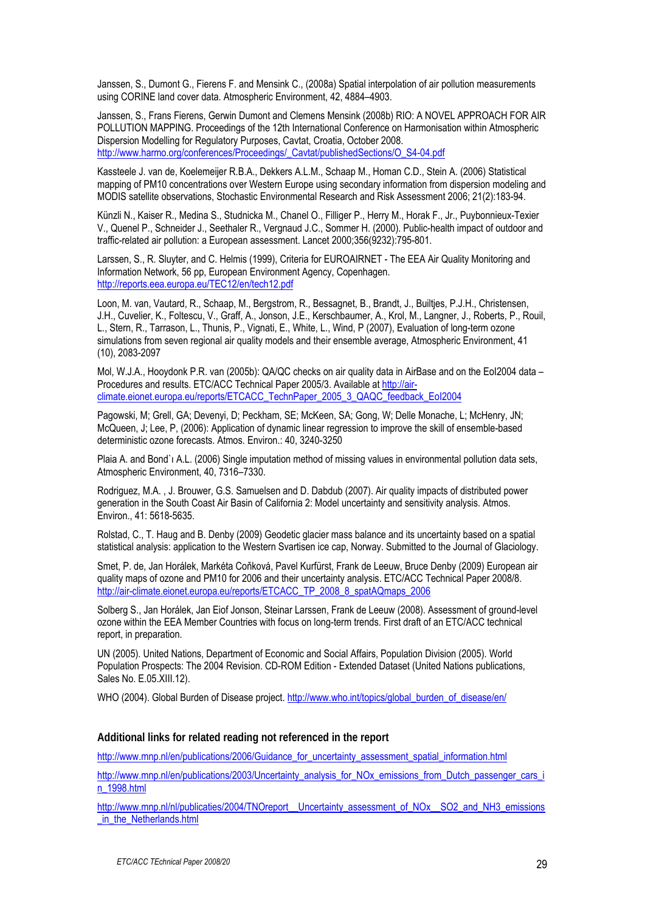Janssen, S., Dumont G., Fierens F. and Mensink C., (2008a) Spatial interpolation of air pollution measurements using CORINE land cover data. Atmospheric Environment, 42, 4884–4903.

Janssen, S., Frans Fierens, Gerwin Dumont and Clemens Mensink (2008b) RIO: A NOVEL APPROACH FOR AIR POLLUTION MAPPING. Proceedings of the 12th International Conference on Harmonisation within Atmospheric Dispersion Modelling for Regulatory Purposes, Cavtat, Croatia, October 2008. http://www.harmo.org/conferences/Proceedings/_Cavtat/publishedSections/O_S4-04.pdf

Kassteele J. van de, Koelemeijer R.B.A., Dekkers A.L.M., Schaap M., Homan C.D., Stein A. (2006) Statistical mapping of PM10 concentrations over Western Europe using secondary information from dispersion modeling and MODIS satellite observations, Stochastic Environmental Research and Risk Assessment 2006; 21(2):183-94.

Künzli N., Kaiser R., Medina S., Studnicka M., Chanel O., Filliger P., Herry M., Horak F., Jr., Puybonnieux-Texier V., Quenel P., Schneider J., Seethaler R., Vergnaud J.C., Sommer H. (2000). Public-health impact of outdoor and traffic-related air pollution: a European assessment. Lancet 2000;356(9232):795-801.

Larssen, S., R. Sluyter, and C. Helmis (1999), Criteria for EUROAIRNET - The EEA Air Quality Monitoring and Information Network, 56 pp, European Environment Agency, Copenhagen. http://reports.eea.europa.eu/TEC12/en/tech12.pdf

Loon, M. van, Vautard, R., Schaap, M., Bergstrom, R., Bessagnet, B., Brandt, J., Builtjes, P.J.H., Christensen, J.H., Cuvelier, K., Foltescu, V., Graff, A., Jonson, J.E., Kerschbaumer, A., Krol, M., Langner, J., Roberts, P., Rouil, L., Stern, R., Tarrason, L., Thunis, P., Vignati, E., White, L., Wind, P (2007), Evaluation of long-term ozone simulations from seven regional air quality models and their ensemble average, Atmospheric Environment, 41 (10), 2083-2097

Mol, W.J.A., Hooydonk P.R. van (2005b): QA/QC checks on air quality data in AirBase and on the EoI2004 data – Procedures and results. ETC/ACC Technical Paper 2005/3. Available at http://air-climate.eionet.europa.eu/reports/ETCACC_TechnPaper_2005_3_QAQC_feedback_EoI2004

Pagowski, M; Grell, GA; Devenyi, D; Peckham, SE; McKeen, SA; Gong, W; Delle Monache, L; McHenry, JN; McQueen, J; Lee, P, (2006): Application of dynamic linear regression to improve the skill of ensemble-based deterministic ozone forecasts. Atmos. Environ.: 40, 3240-3250

Plaia A. and Bond`ı A.L. (2006) Single imputation method of missing values in environmental pollution data sets, Atmospheric Environment, 40, 7316–7330.

Rodriguez, M.A. , J. Brouwer, G.S. Samuelsen and D. Dabdub (2007). Air quality impacts of distributed power generation in the South Coast Air Basin of California 2: Model uncertainty and sensitivity analysis. Atmos. Environ., 41: 5618-5635.

Rolstad, C., T. Haug and B. Denby (2009) Geodetic glacier mass balance and its uncertainty based on a spatial statistical analysis: application to the Western Svartisen ice cap, Norway. Submitted to the Journal of Glaciology.

Smet, P. de, Jan Horálek, Markéta Coňková, Pavel Kurfürst, Frank de Leeuw, Bruce Denby (2009) European air quality maps of ozone and PM10 for 2006 and their uncertainty analysis. ETC/ACC Technical Paper 2008/8. http://air-climate.eionet.europa.eu/reports/ETCACC_TP_2008_8_spatAQmaps_2006

Solberg S., Jan Horálek, Jan Eiof Jonson, Steinar Larssen, Frank de Leeuw (2008). Assessment of ground-level ozone within the EEA Member Countries with focus on long-term trends. First draft of an ETC/ACC technical report, in preparation.

UN (2005). United Nations, Department of Economic and Social Affairs, Population Division (2005). World Population Prospects: The 2004 Revision. CD-ROM Edition - Extended Dataset (United Nations publications, Sales No. E.05.XIII.12).

WHO (2004). Global Burden of Disease project. http://www.who.int/topics/global_burden_of_disease/en/

## Additional links for related reading not referenced in the report

http://www.mnp.nl/en/publications/2006/Guidance_for_uncertainty_assessment_spatial_information.html

http://www.mnp.nl/en/publications/2003/Uncertainty_analysis_for_NOx_emissions_from_Dutch_passenger_cars_in_1998.html

http://www.mnp.nl/nl/publicaties/2004/TNOreport__Uncertainty_assessment_of_NOx__SO2_and_NH3_emissions_in_the_Netherlands.html